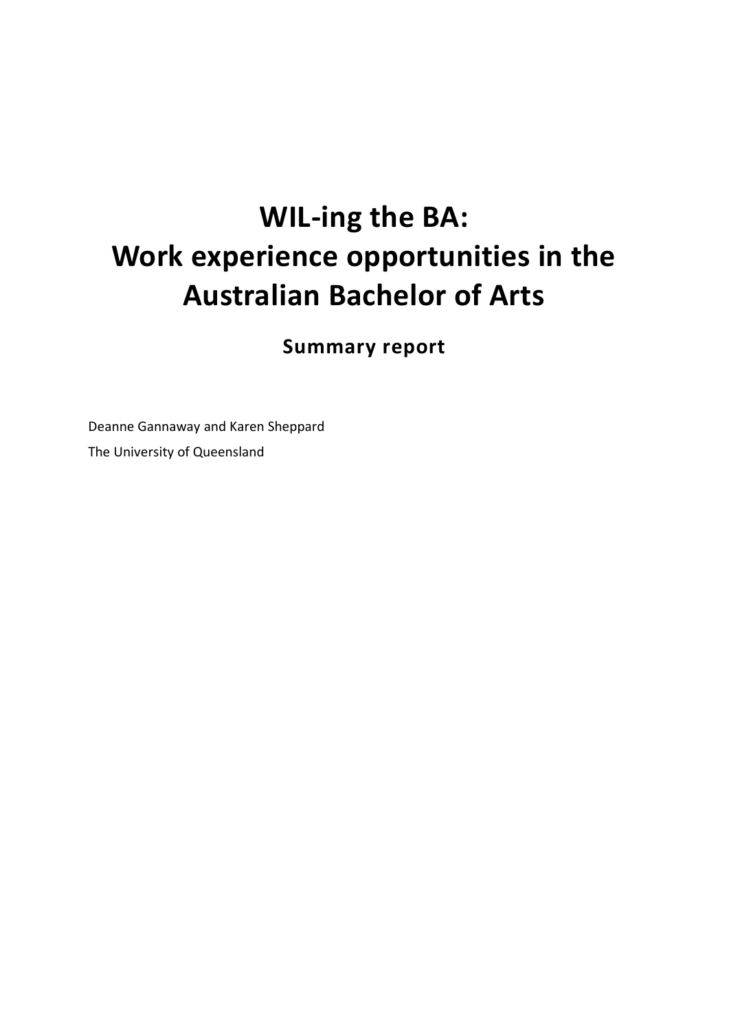# WIL-ing the BA: Work experience opportunities in the Australian Bachelor of Arts

## Summary report

Deanne Gannaway and Karen Sheppard

The University of Queensland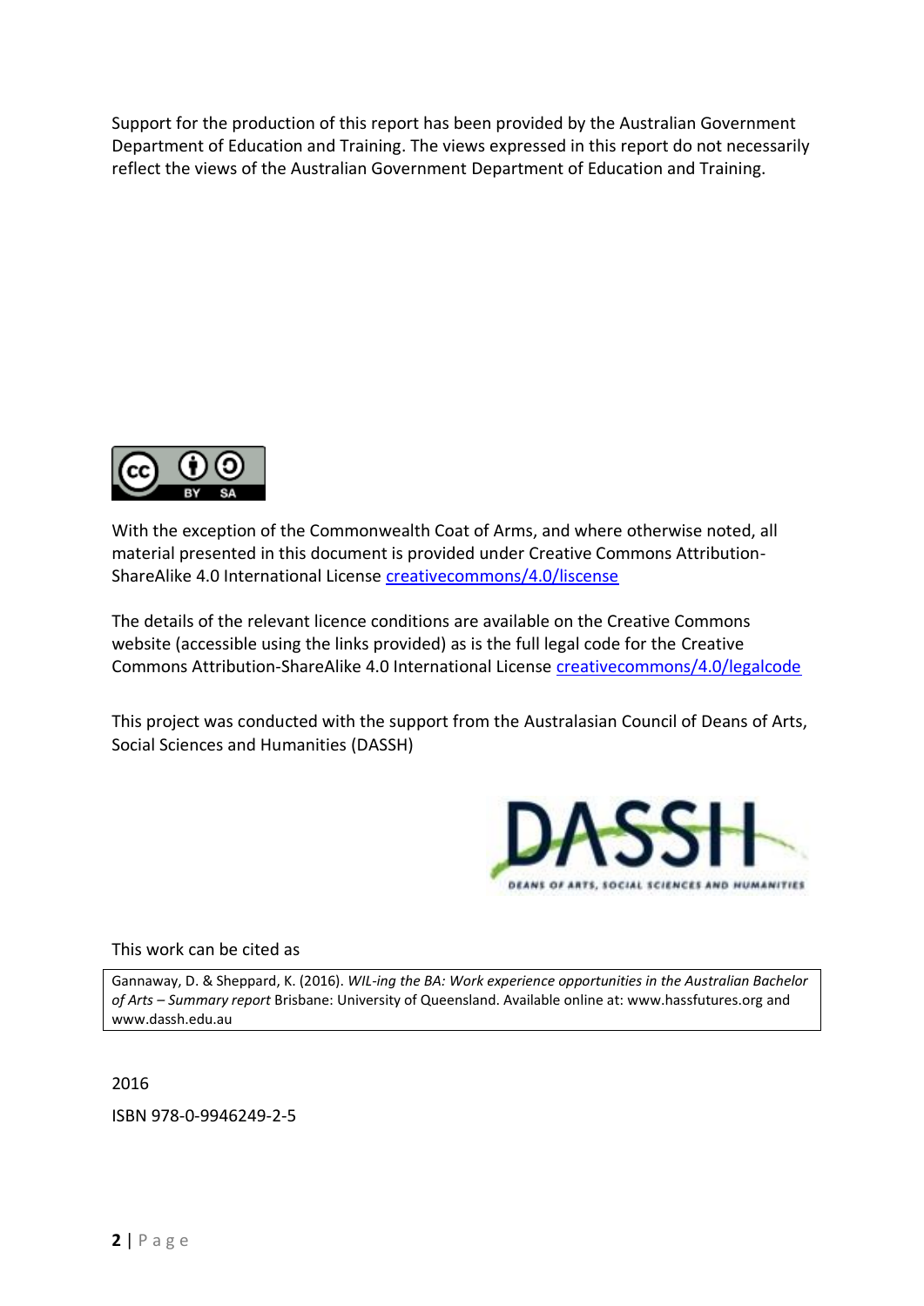Support for the production of this report has been provided by the Australian Government Department of Education and Training. The views expressed in this report do not necessarily reflect the views of the Australian Government Department of Education and Training.

With the exception of the Commonwealth Coat of Arms, and where otherwise noted, all material presented in this document is provided under Creative Commons Attribution-ShareAlike 4.0 International License [creativecommons/4.0/liscense](creativecommons/4.0/liscense)

The details of the relevant licence conditions are available on the Creative Commons website (accessible using the links provided) as is the full legal code for the Creative Commons Attribution-ShareAlike 4.0 International License [creativecommons/4.0/legalcode](creativecommons/4.0/legalcode)

This project was conducted with the support from the Australasian Council of Deans of Arts, Social Sciences and Humanities (DASSH)

This work can be cited as

Gannaway, D. & Sheppard, K. (2016). *WIL-ing the BA: Work experience opportunities in the Australian Bachelor of Arts – Summary report* Brisbane: University of Queensland. Available online at: www.hassfutures.org and www.dassh.edu.au

2016

ISBN 978-0-9946249-2-5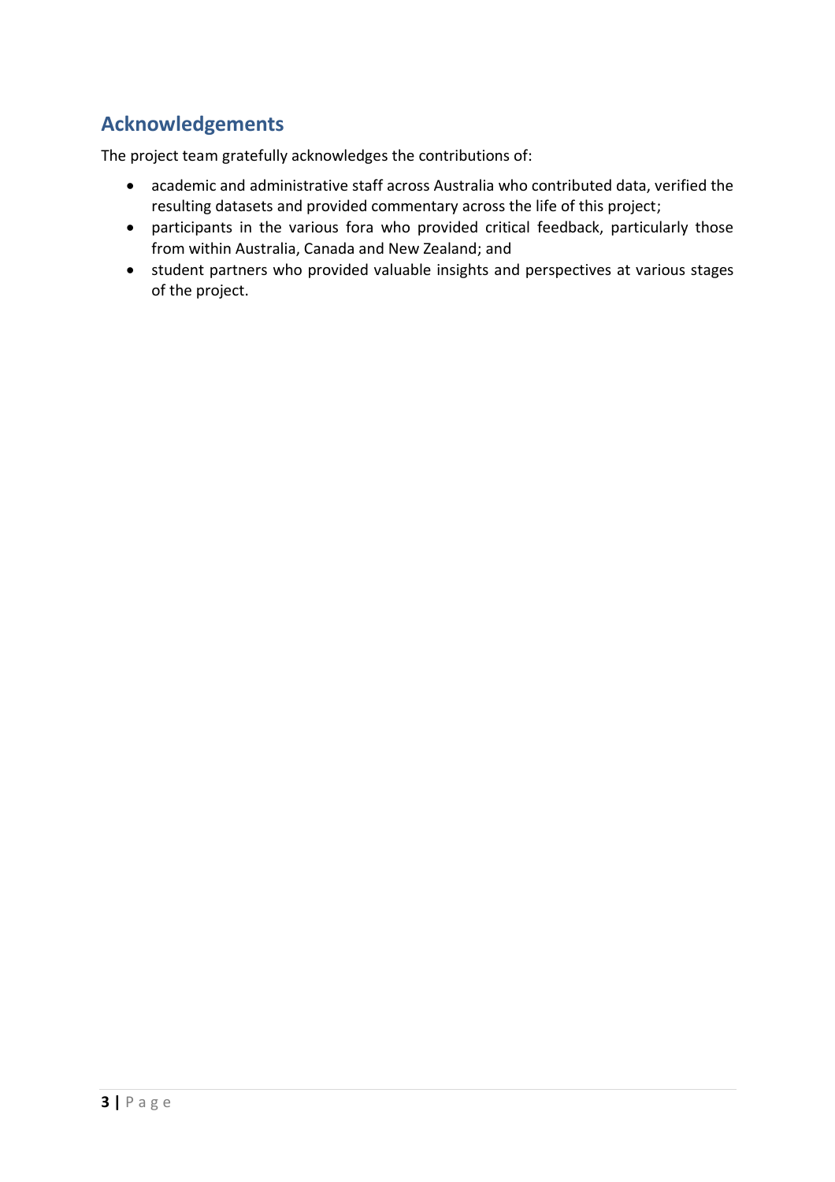## Acknowledgements

The project team gratefully acknowledges the contributions of:

- academic and administrative staff across Australia who contributed data, verified the resulting datasets and provided commentary across the life of this project;
- participants in the various fora who provided critical feedback, particularly those from within Australia, Canada and New Zealand; and
- student partners who provided valuable insights and perspectives at various stages of the project.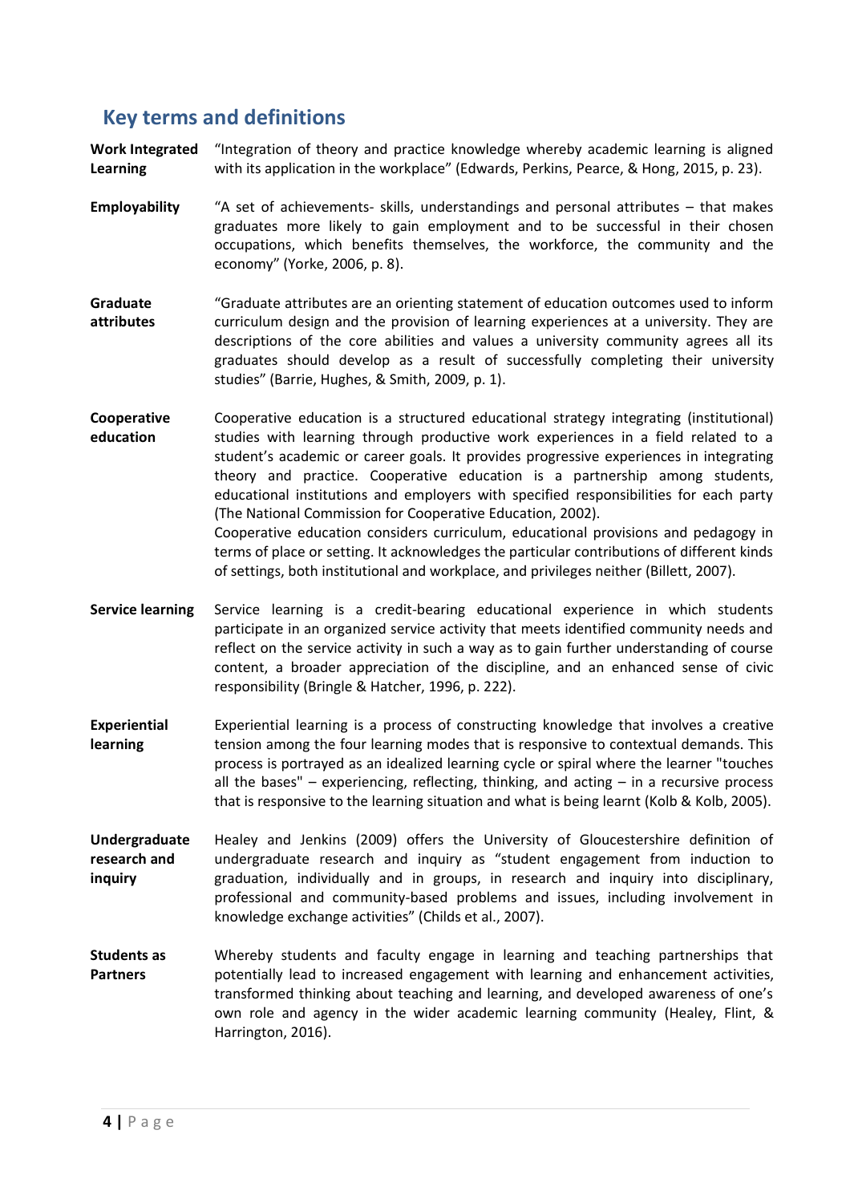## Key terms and definitions

**Work Integrated Learning**
"Integration of theory and practice knowledge whereby academic learning is aligned with its application in the workplace" (Edwards, Perkins, Pearce, & Hong, 2015, p. 23).

**Employability**
"A set of achievements- skills, understandings and personal attributes – that makes graduates more likely to gain employment and to be successful in their chosen occupations, which benefits themselves, the workforce, the community and the economy" (Yorke, 2006, p. 8).

**Graduate attributes**
"Graduate attributes are an orienting statement of education outcomes used to inform curriculum design and the provision of learning experiences at a university. They are descriptions of the core abilities and values a university community agrees all its graduates should develop as a result of successfully completing their university studies" (Barrie, Hughes, & Smith, 2009, p. 1).

**Cooperative education**
Cooperative education is a structured educational strategy integrating (institutional) studies with learning through productive work experiences in a field related to a student's academic or career goals. It provides progressive experiences in integrating theory and practice. Cooperative education is a partnership among students, educational institutions and employers with specified responsibilities for each party (The National Commission for Cooperative Education, 2002).
Cooperative education considers curriculum, educational provisions and pedagogy in terms of place or setting. It acknowledges the particular contributions of different kinds of settings, both institutional and workplace, and privileges neither (Billett, 2007).

**Service learning**
Service learning is a credit-bearing educational experience in which students participate in an organized service activity that meets identified community needs and reflect on the service activity in such a way as to gain further understanding of course content, a broader appreciation of the discipline, and an enhanced sense of civic responsibility (Bringle & Hatcher, 1996, p. 222).

**Experiential learning**
Experiential learning is a process of constructing knowledge that involves a creative tension among the four learning modes that is responsive to contextual demands. This process is portrayed as an idealized learning cycle or spiral where the learner "touches all the bases" – experiencing, reflecting, thinking, and acting – in a recursive process that is responsive to the learning situation and what is being learnt (Kolb & Kolb, 2005).

**Undergraduate research and inquiry**
Healey and Jenkins (2009) offers the University of Gloucestershire definition of undergraduate research and inquiry as "student engagement from induction to graduation, individually and in groups, in research and inquiry into disciplinary, professional and community-based problems and issues, including involvement in knowledge exchange activities" (Childs et al., 2007).

**Students as Partners**
Whereby students and faculty engage in learning and teaching partnerships that potentially lead to increased engagement with learning and enhancement activities, transformed thinking about teaching and learning, and developed awareness of one's own role and agency in the wider academic learning community (Healey, Flint, & Harrington, 2016).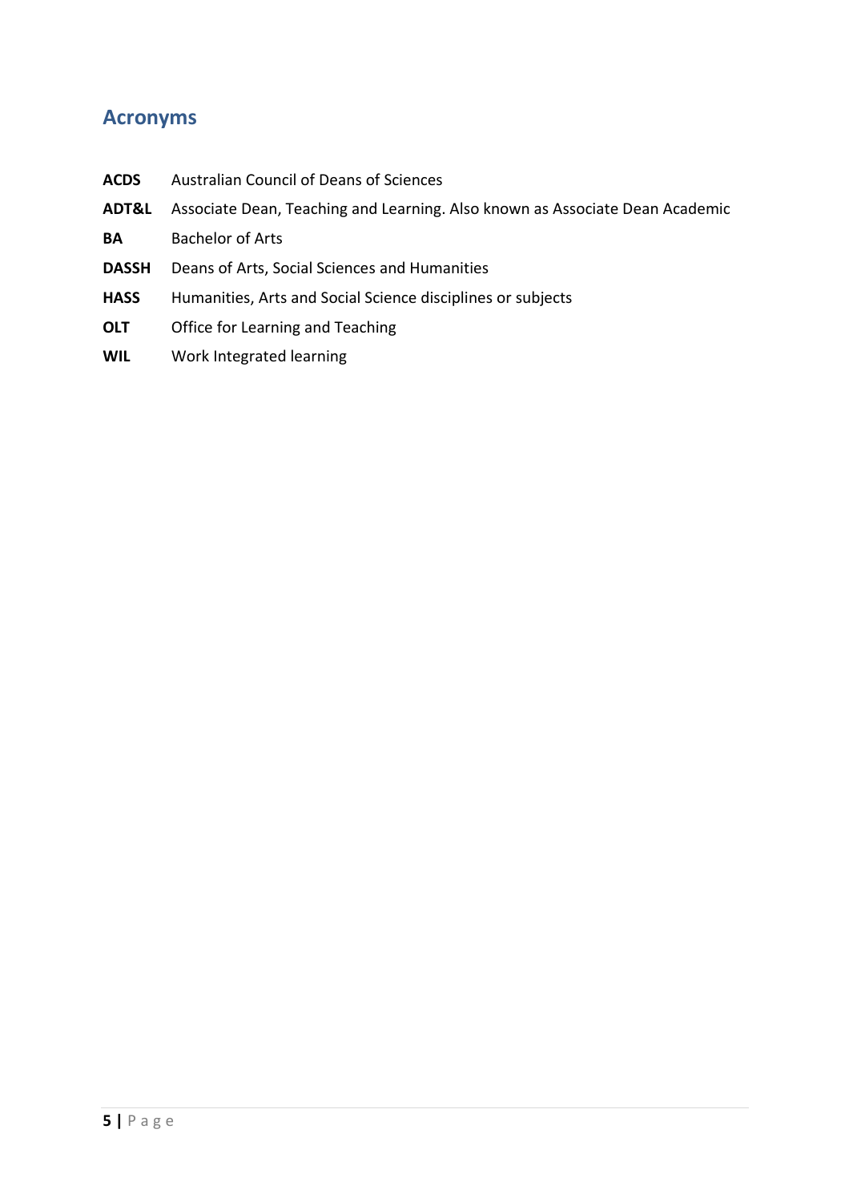## Acronyms

| | |
|---|---|
| **ACDS** | Australian Council of Deans of Sciences |
| **ADT&L** | Associate Dean, Teaching and Learning. Also known as Associate Dean Academic |
| **BA** | Bachelor of Arts |
| **DASSH** | Deans of Arts, Social Sciences and Humanities |
| **HASS** | Humanities, Arts and Social Science disciplines or subjects |
| **OLT** | Office for Learning and Teaching |
| **WIL** | Work Integrated learning |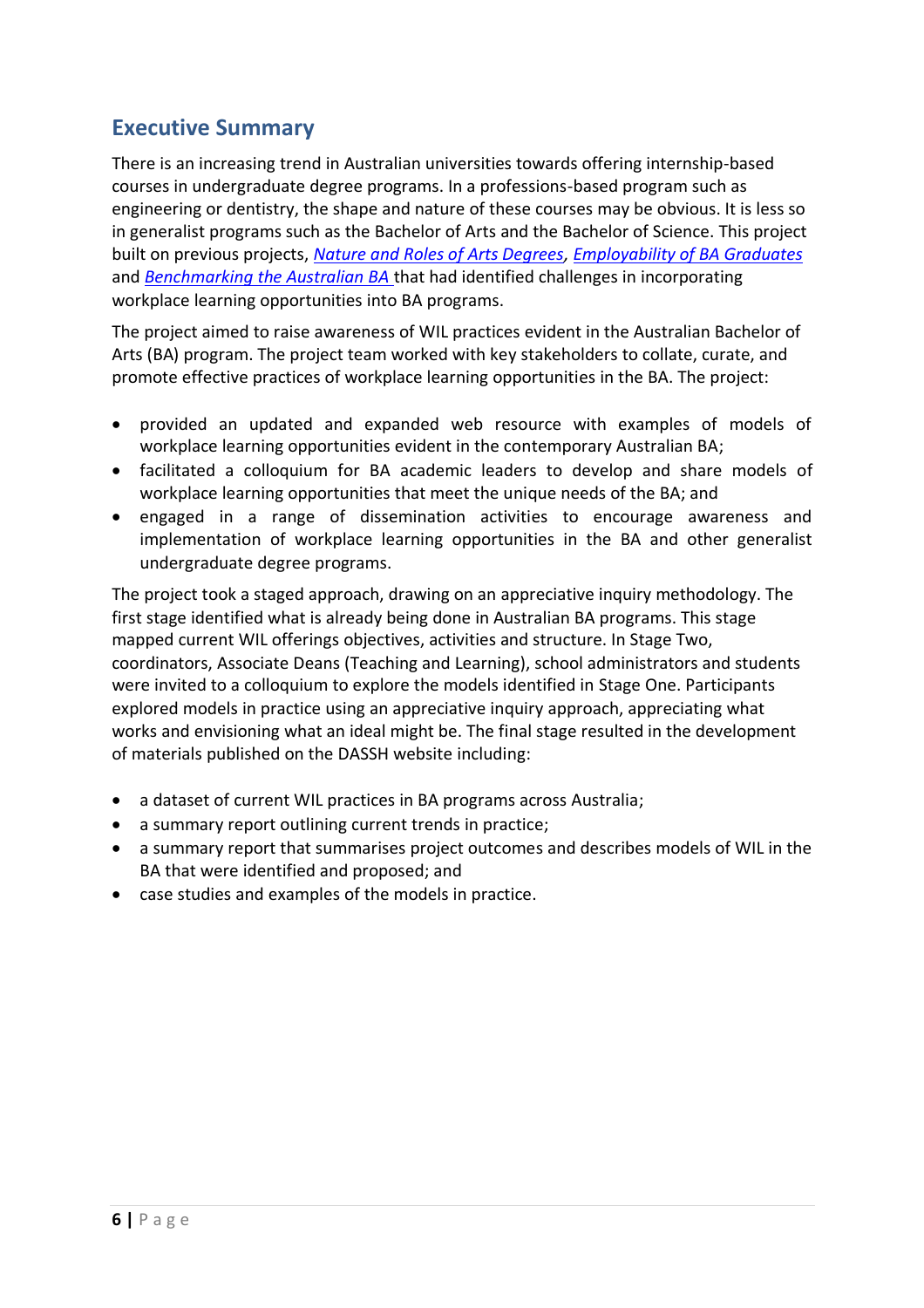## Executive Summary

There is an increasing trend in Australian universities towards offering internship-based courses in undergraduate degree programs. In a professions-based program such as engineering or dentistry, the shape and nature of these courses may be obvious. It is less so in generalist programs such as the Bachelor of Arts and the Bachelor of Science. This project built on previous projects, *Nature and Roles of Arts Degrees*, *Employability of BA Graduates* and *Benchmarking the Australian BA* that had identified challenges in incorporating workplace learning opportunities into BA programs.

The project aimed to raise awareness of WIL practices evident in the Australian Bachelor of Arts (BA) program. The project team worked with key stakeholders to collate, curate, and promote effective practices of workplace learning opportunities in the BA. The project:

- provided an updated and expanded web resource with examples of models of workplace learning opportunities evident in the contemporary Australian BA;
- facilitated a colloquium for BA academic leaders to develop and share models of workplace learning opportunities that meet the unique needs of the BA; and
- engaged in a range of dissemination activities to encourage awareness and implementation of workplace learning opportunities in the BA and other generalist undergraduate degree programs.

The project took a staged approach, drawing on an appreciative inquiry methodology. The first stage identified what is already being done in Australian BA programs. This stage mapped current WIL offerings objectives, activities and structure. In Stage Two, coordinators, Associate Deans (Teaching and Learning), school administrators and students were invited to a colloquium to explore the models identified in Stage One. Participants explored models in practice using an appreciative inquiry approach, appreciating what works and envisioning what an ideal might be. The final stage resulted in the development of materials published on the DASSH website including:

- a dataset of current WIL practices in BA programs across Australia;
- a summary report outlining current trends in practice;
- a summary report that summarises project outcomes and describes models of WIL in the BA that were identified and proposed; and
- case studies and examples of the models in practice.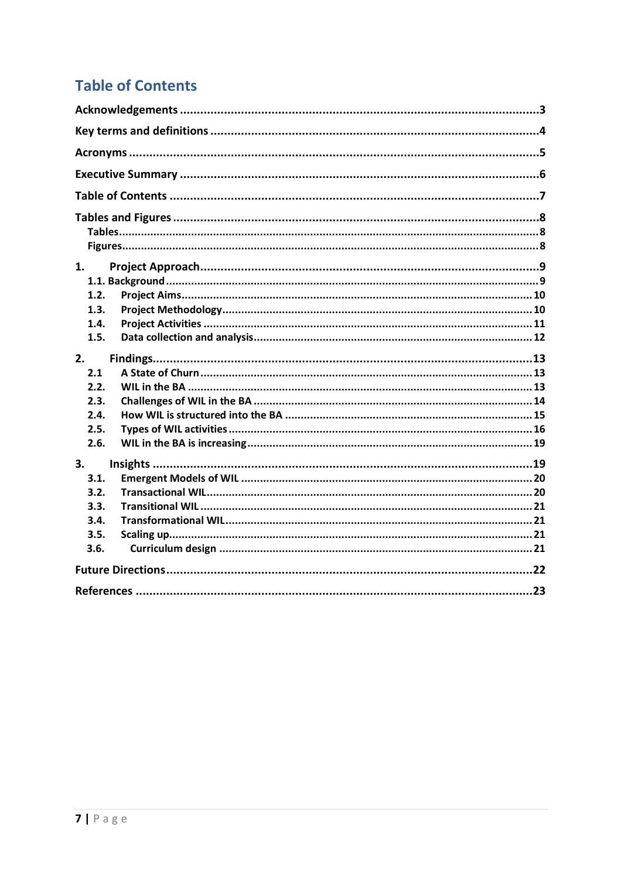# Table of Contents

Acknowledgements ..........3

Key terms and definitions ..........4

Acronyms ..........5

Executive Summary ..........6

Table of Contents ..........7

Tables and Figures ..........8
- Tables ..........8
- Figures ..........8

1. Project Approach ..........9
   - 1.1. Background ..........9
   - 1.2. Project Aims ..........10
   - 1.3. Project Methodology ..........10
   - 1.4. Project Activities ..........11
   - 1.5. Data collection and analysis ..........12

2. Findings ..........13
   - 2.1 A State of Churn ..........13
   - 2.2. WIL in the BA ..........13
   - 2.3. Challenges of WIL in the BA ..........14
   - 2.4. How WIL is structured into the BA ..........15
   - 2.5. Types of WIL activities ..........16
   - 2.6. WIL in the BA is increasing ..........19

3. Insights ..........19
   - 3.1. Emergent Models of WIL ..........20
   - 3.2. Transactional WIL ..........20
   - 3.3. Transitional WIL ..........21
   - 3.4. Transformational WIL ..........21
   - 3.5. Scaling up ..........21
   - 3.6. Curriculum design ..........21

Future Directions ..........22

References ..........23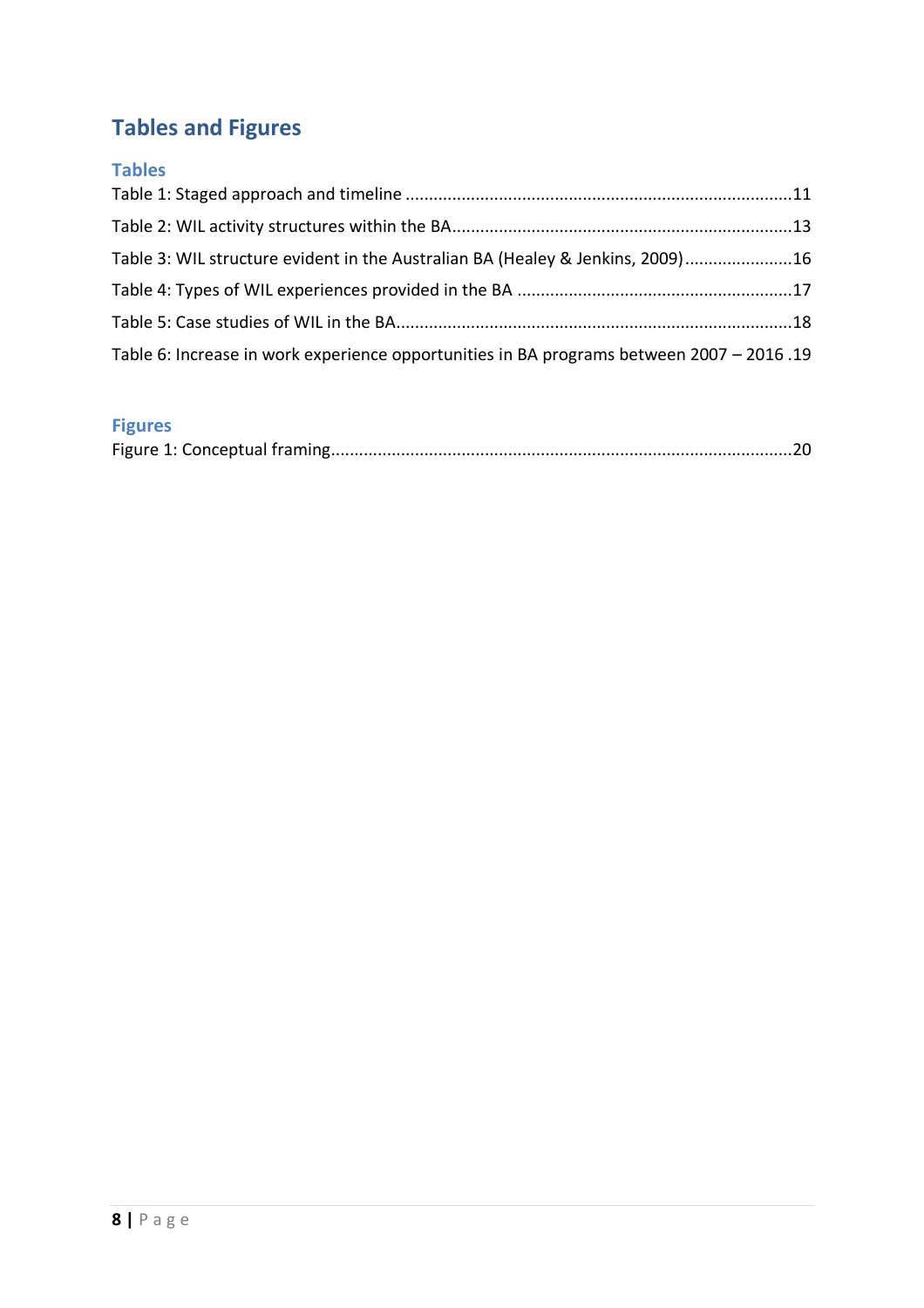# Tables and Figures

## Tables

Table 1: Staged approach and timeline ....................................................................................11

Table 2: WIL activity structures within the BA.........................................................................13

Table 3: WIL structure evident in the Australian BA (Healey & Jenkins, 2009).......................16

Table 4: Types of WIL experiences provided in the BA ..........................................................17

Table 5: Case studies of WIL in the BA....................................................................................18

Table 6: Increase in work experience opportunities in BA programs between 2007 – 2016 .19

## Figures

Figure 1: Conceptual framing..................................................................................................20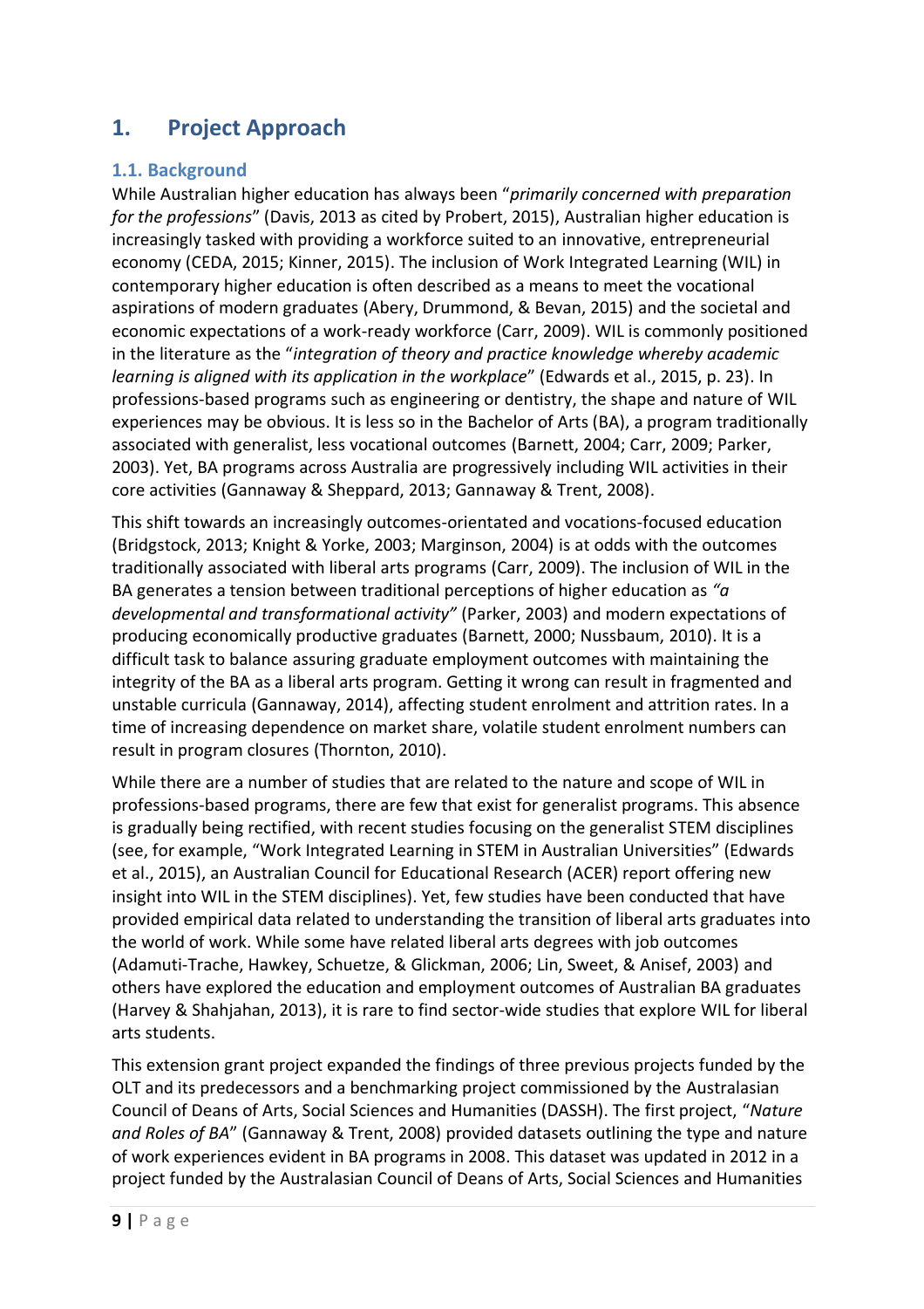# 1. Project Approach

## 1.1. Background

While Australian higher education has always been "*primarily concerned with preparation for the professions*" (Davis, 2013 as cited by Probert, 2015), Australian higher education is increasingly tasked with providing a workforce suited to an innovative, entrepreneurial economy (CEDA, 2015; Kinner, 2015). The inclusion of Work Integrated Learning (WIL) in contemporary higher education is often described as a means to meet the vocational aspirations of modern graduates (Abery, Drummond, & Bevan, 2015) and the societal and economic expectations of a work-ready workforce (Carr, 2009). WIL is commonly positioned in the literature as the "*integration of theory and practice knowledge whereby academic learning is aligned with its application in the workplace*" (Edwards et al., 2015, p. 23). In professions-based programs such as engineering or dentistry, the shape and nature of WIL experiences may be obvious. It is less so in the Bachelor of Arts (BA), a program traditionally associated with generalist, less vocational outcomes (Barnett, 2004; Carr, 2009; Parker, 2003). Yet, BA programs across Australia are progressively including WIL activities in their core activities (Gannaway & Sheppard, 2013; Gannaway & Trent, 2008).

This shift towards an increasingly outcomes-orientated and vocations-focused education (Bridgstock, 2013; Knight & Yorke, 2003; Marginson, 2004) is at odds with the outcomes traditionally associated with liberal arts programs (Carr, 2009). The inclusion of WIL in the BA generates a tension between traditional perceptions of higher education as *"a developmental and transformational activity"* (Parker, 2003) and modern expectations of producing economically productive graduates (Barnett, 2000; Nussbaum, 2010). It is a difficult task to balance assuring graduate employment outcomes with maintaining the integrity of the BA as a liberal arts program. Getting it wrong can result in fragmented and unstable curricula (Gannaway, 2014), affecting student enrolment and attrition rates. In a time of increasing dependence on market share, volatile student enrolment numbers can result in program closures (Thornton, 2010).

While there are a number of studies that are related to the nature and scope of WIL in professions-based programs, there are few that exist for generalist programs. This absence is gradually being rectified, with recent studies focusing on the generalist STEM disciplines (see, for example, "Work Integrated Learning in STEM in Australian Universities" (Edwards et al., 2015), an Australian Council for Educational Research (ACER) report offering new insight into WIL in the STEM disciplines). Yet, few studies have been conducted that have provided empirical data related to understanding the transition of liberal arts graduates into the world of work. While some have related liberal arts degrees with job outcomes (Adamuti-Trache, Hawkey, Schuetze, & Glickman, 2006; Lin, Sweet, & Anisef, 2003) and others have explored the education and employment outcomes of Australian BA graduates (Harvey & Shahjahan, 2013), it is rare to find sector-wide studies that explore WIL for liberal arts students.

This extension grant project expanded the findings of three previous projects funded by the OLT and its predecessors and a benchmarking project commissioned by the Australasian Council of Deans of Arts, Social Sciences and Humanities (DASSH). The first project, "*Nature and Roles of BA*" (Gannaway & Trent, 2008) provided datasets outlining the type and nature of work experiences evident in BA programs in 2008. This dataset was updated in 2012 in a project funded by the Australasian Council of Deans of Arts, Social Sciences and Humanities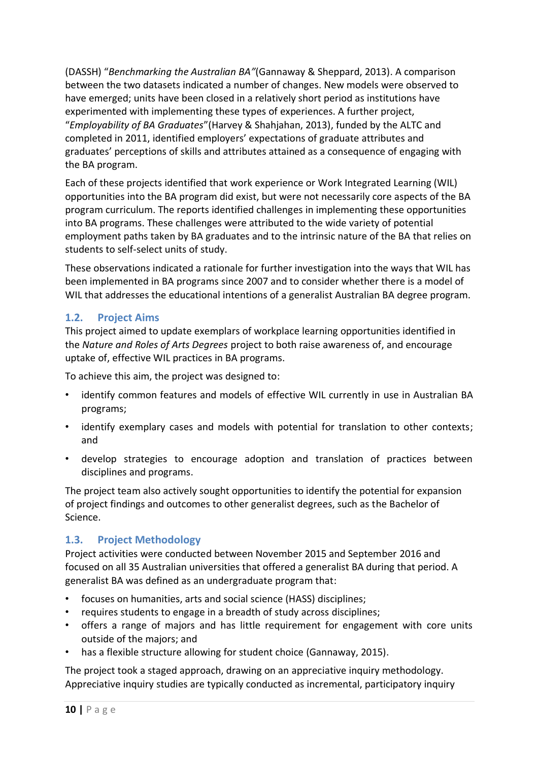(DASSH) "*Benchmarking the Australian BA"*(Gannaway & Sheppard, 2013). A comparison between the two datasets indicated a number of changes. New models were observed to have emerged; units have been closed in a relatively short period as institutions have experimented with implementing these types of experiences. A further project, "*Employability of BA Graduates*"(Harvey & Shahjahan, 2013), funded by the ALTC and completed in 2011, identified employers' expectations of graduate attributes and graduates' perceptions of skills and attributes attained as a consequence of engaging with the BA program.

Each of these projects identified that work experience or Work Integrated Learning (WIL) opportunities into the BA program did exist, but were not necessarily core aspects of the BA program curriculum. The reports identified challenges in implementing these opportunities into BA programs. These challenges were attributed to the wide variety of potential employment paths taken by BA graduates and to the intrinsic nature of the BA that relies on students to self-select units of study.

These observations indicated a rationale for further investigation into the ways that WIL has been implemented in BA programs since 2007 and to consider whether there is a model of WIL that addresses the educational intentions of a generalist Australian BA degree program.

## 1.2. Project Aims

This project aimed to update exemplars of workplace learning opportunities identified in the *Nature and Roles of Arts Degrees* project to both raise awareness of, and encourage uptake of, effective WIL practices in BA programs.

To achieve this aim, the project was designed to:

- identify common features and models of effective WIL currently in use in Australian BA programs;
- identify exemplary cases and models with potential for translation to other contexts; and
- develop strategies to encourage adoption and translation of practices between disciplines and programs.

The project team also actively sought opportunities to identify the potential for expansion of project findings and outcomes to other generalist degrees, such as the Bachelor of Science.

## 1.3. Project Methodology

Project activities were conducted between November 2015 and September 2016 and focused on all 35 Australian universities that offered a generalist BA during that period. A generalist BA was defined as an undergraduate program that:

- focuses on humanities, arts and social science (HASS) disciplines;
- requires students to engage in a breadth of study across disciplines;
- offers a range of majors and has little requirement for engagement with core units outside of the majors; and
- has a flexible structure allowing for student choice (Gannaway, 2015).

The project took a staged approach, drawing on an appreciative inquiry methodology. Appreciative inquiry studies are typically conducted as incremental, participatory inquiry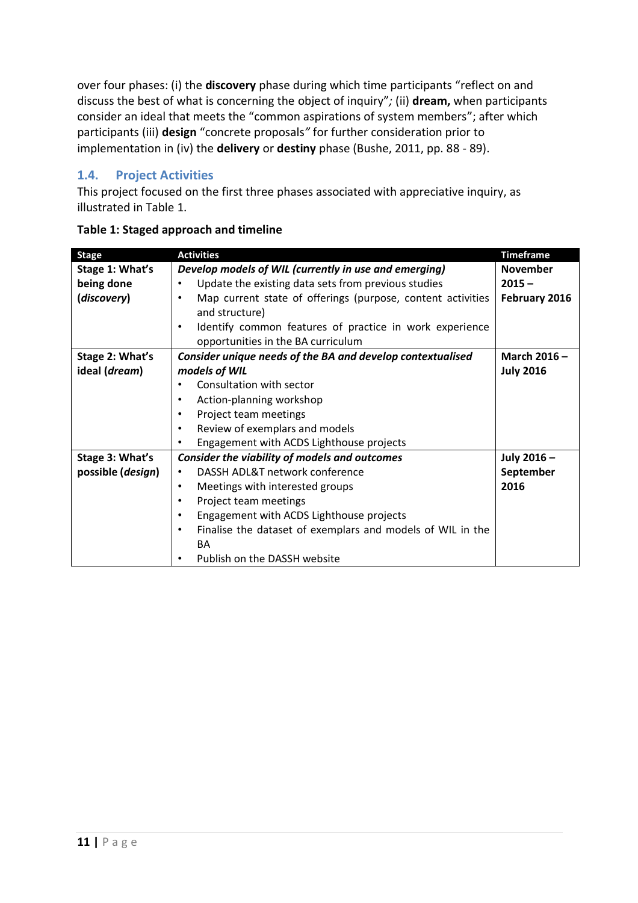over four phases: (i) the **discovery** phase during which time participants "reflect on and discuss the best of what is concerning the object of inquiry"*;* (ii) **dream,** when participants consider an ideal that meets the "common aspirations of system members"; after which participants (iii) **design** "concrete proposals*"* for further consideration prior to implementation in (iv) the **delivery** or **destiny** phase (Bushe, 2011, pp. 88 - 89).

## 1.4. Project Activities

This project focused on the first three phases associated with appreciative inquiry, as illustrated in Table 1.

**Table 1: Staged approach and timeline**

| Stage | Activities | Timeframe |
| --- | --- | --- |
| **Stage 1: What's being done (*discovery*)** | ***Develop models of WIL (currently in use and emerging)*** <br>• Update the existing data sets from previous studies <br>• Map current state of offerings (purpose, content activities and structure) <br>• Identify common features of practice in work experience opportunities in the BA curriculum | **November 2015 – February 2016** |
| **Stage 2: What's ideal (*dream*)** | ***Consider unique needs of the BA and develop contextualised models of WIL*** <br>• Consultation with sector <br>• Action-planning workshop <br>• Project team meetings <br>• Review of exemplars and models <br>• Engagement with ACDS Lighthouse projects | **March 2016 – July 2016** |
| **Stage 3: What's possible (*design*)** | ***Consider the viability of models and outcomes*** <br>• DASSH ADL&T network conference <br>• Meetings with interested groups <br>• Project team meetings <br>• Engagement with ACDS Lighthouse projects <br>• Finalise the dataset of exemplars and models of WIL in the BA <br>• Publish on the DASSH website | **July 2016 – September 2016** |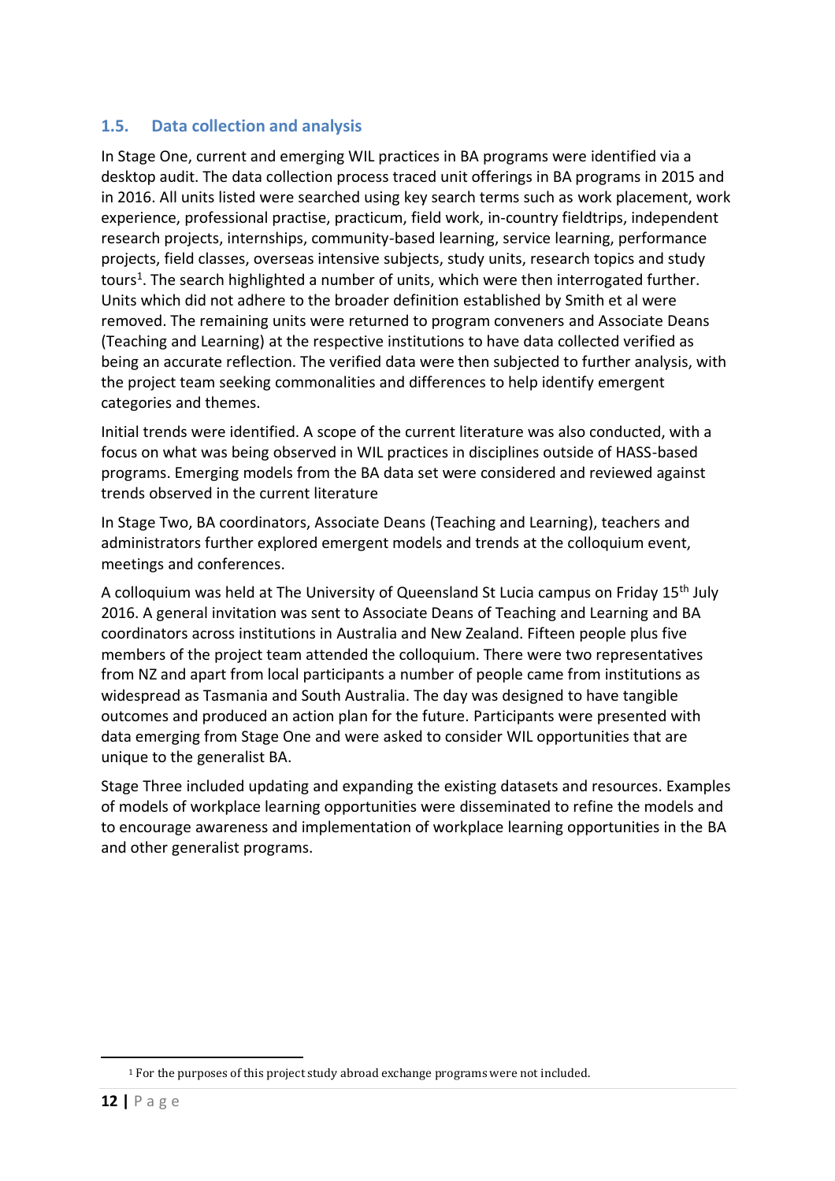## 1.5. Data collection and analysis

In Stage One, current and emerging WIL practices in BA programs were identified via a desktop audit. The data collection process traced unit offerings in BA programs in 2015 and in 2016. All units listed were searched using key search terms such as work placement, work experience, professional practise, practicum, field work, in-country fieldtrips, independent research projects, internships, community-based learning, service learning, performance projects, field classes, overseas intensive subjects, study units, research topics and study tours[1]. The search highlighted a number of units, which were then interrogated further. Units which did not adhere to the broader definition established by Smith et al were removed. The remaining units were returned to program conveners and Associate Deans (Teaching and Learning) at the respective institutions to have data collected verified as being an accurate reflection. The verified data were then subjected to further analysis, with the project team seeking commonalities and differences to help identify emergent categories and themes.

Initial trends were identified. A scope of the current literature was also conducted, with a focus on what was being observed in WIL practices in disciplines outside of HASS-based programs. Emerging models from the BA data set were considered and reviewed against trends observed in the current literature

In Stage Two, BA coordinators, Associate Deans (Teaching and Learning), teachers and administrators further explored emergent models and trends at the colloquium event, meetings and conferences.

A colloquium was held at The University of Queensland St Lucia campus on Friday 15th July 2016. A general invitation was sent to Associate Deans of Teaching and Learning and BA coordinators across institutions in Australia and New Zealand. Fifteen people plus five members of the project team attended the colloquium. There were two representatives from NZ and apart from local participants a number of people came from institutions as widespread as Tasmania and South Australia. The day was designed to have tangible outcomes and produced an action plan for the future. Participants were presented with data emerging from Stage One and were asked to consider WIL opportunities that are unique to the generalist BA.

Stage Three included updating and expanding the existing datasets and resources. Examples of models of workplace learning opportunities were disseminated to refine the models and to encourage awareness and implementation of workplace learning opportunities in the BA and other generalist programs.

[1] For the purposes of this project study abroad exchange programs were not included.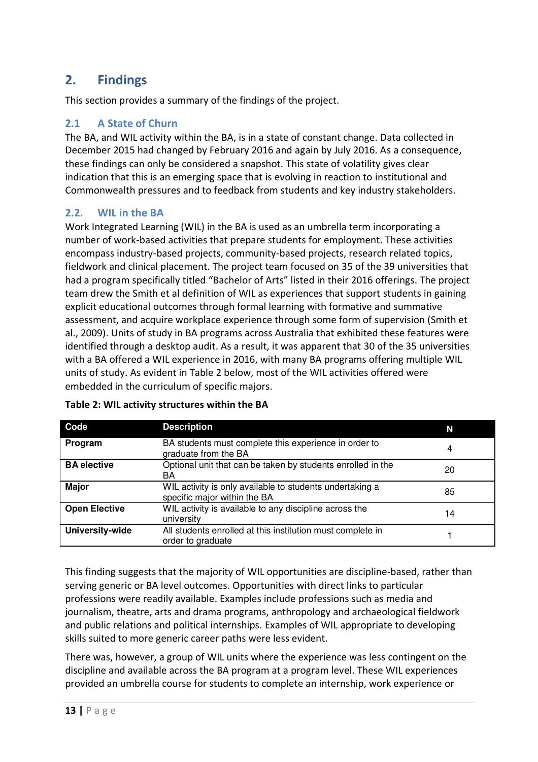## 2. Findings

This section provides a summary of the findings of the project.

### 2.1 A State of Churn

The BA, and WIL activity within the BA, is in a state of constant change. Data collected in December 2015 had changed by February 2016 and again by July 2016. As a consequence, these findings can only be considered a snapshot. This state of volatility gives clear indication that this is an emerging space that is evolving in reaction to institutional and Commonwealth pressures and to feedback from students and key industry stakeholders.

### 2.2. WIL in the BA

Work Integrated Learning (WIL) in the BA is used as an umbrella term incorporating a number of work-based activities that prepare students for employment. These activities encompass industry-based projects, community-based projects, research related topics, fieldwork and clinical placement. The project team focused on 35 of the 39 universities that had a program specifically titled "Bachelor of Arts" listed in their 2016 offerings. The project team drew the Smith et al definition of WIL as experiences that support students in gaining explicit educational outcomes through formal learning with formative and summative assessment, and acquire workplace experience through some form of supervision (Smith et al., 2009). Units of study in BA programs across Australia that exhibited these features were identified through a desktop audit. As a result, it was apparent that 30 of the 35 universities with a BA offered a WIL experience in 2016, with many BA programs offering multiple WIL units of study. As evident in Table 2 below, most of the WIL activities offered were embedded in the curriculum of specific majors.

**Table 2: WIL activity structures within the BA**

| Code | Description | N |
|---|---|---|
| **Program** | BA students must complete this experience in order to graduate from the BA | 4 |
| **BA elective** | Optional unit that can be taken by students enrolled in the BA | 20 |
| **Major** | WIL activity is only available to students undertaking a specific major within the BA | 85 |
| **Open Elective** | WIL activity is available to any discipline across the university | 14 |
| **University-wide** | All students enrolled at this institution must complete in order to graduate | 1 |

This finding suggests that the majority of WIL opportunities are discipline-based, rather than serving generic or BA level outcomes. Opportunities with direct links to particular professions were readily available. Examples include professions such as media and journalism, theatre, arts and drama programs, anthropology and archaeological fieldwork and public relations and political internships. Examples of WIL appropriate to developing skills suited to more generic career paths were less evident.

There was, however, a group of WIL units where the experience was less contingent on the discipline and available across the BA program at a program level. These WIL experiences provided an umbrella course for students to complete an internship, work experience or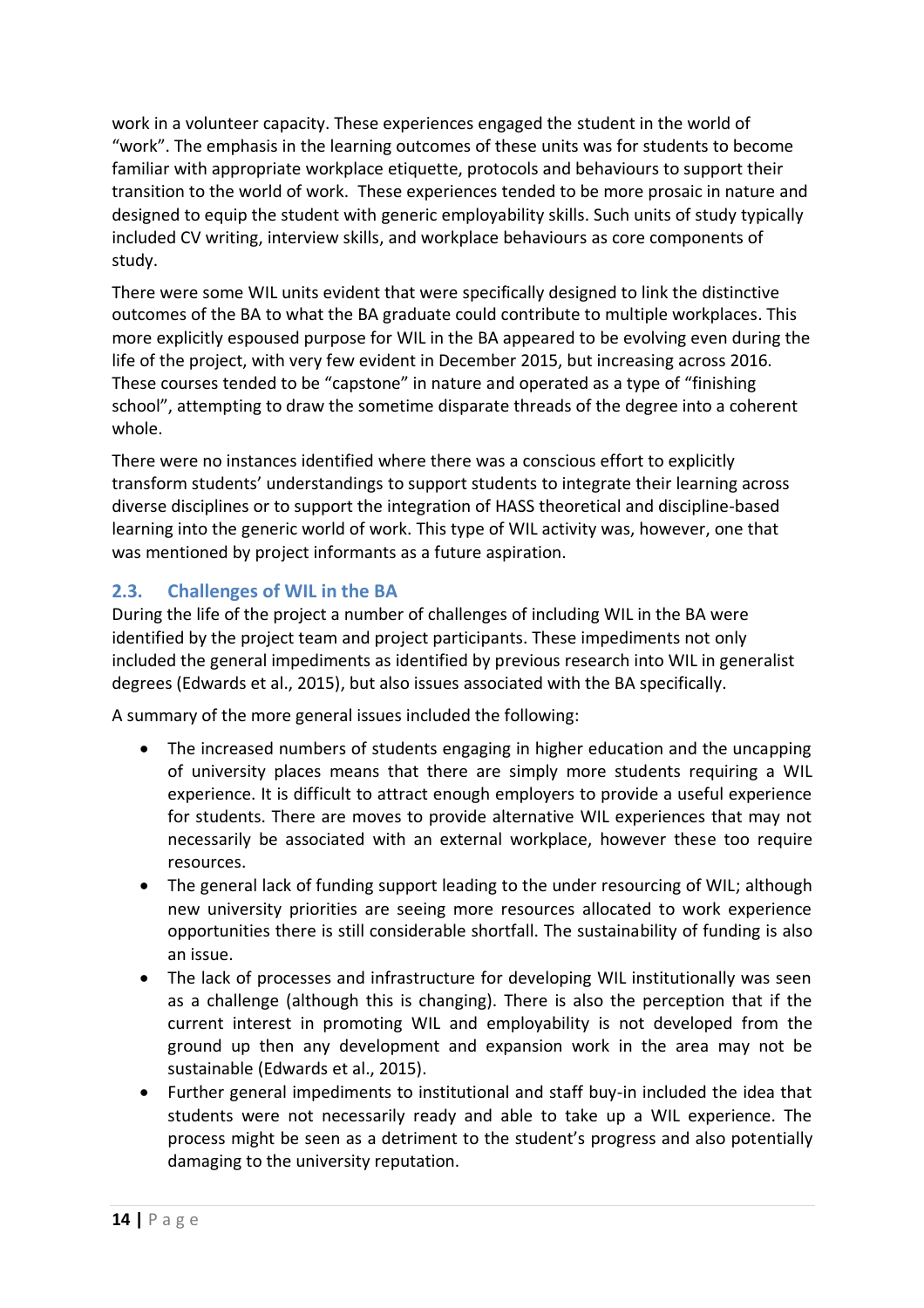work in a volunteer capacity. These experiences engaged the student in the world of "work". The emphasis in the learning outcomes of these units was for students to become familiar with appropriate workplace etiquette, protocols and behaviours to support their transition to the world of work. These experiences tended to be more prosaic in nature and designed to equip the student with generic employability skills. Such units of study typically included CV writing, interview skills, and workplace behaviours as core components of study.

There were some WIL units evident that were specifically designed to link the distinctive outcomes of the BA to what the BA graduate could contribute to multiple workplaces. This more explicitly espoused purpose for WIL in the BA appeared to be evolving even during the life of the project, with very few evident in December 2015, but increasing across 2016. These courses tended to be "capstone" in nature and operated as a type of "finishing school", attempting to draw the sometime disparate threads of the degree into a coherent whole.

There were no instances identified where there was a conscious effort to explicitly transform students' understandings to support students to integrate their learning across diverse disciplines or to support the integration of HASS theoretical and discipline-based learning into the generic world of work. This type of WIL activity was, however, one that was mentioned by project informants as a future aspiration.

## 2.3. Challenges of WIL in the BA

During the life of the project a number of challenges of including WIL in the BA were identified by the project team and project participants. These impediments not only included the general impediments as identified by previous research into WIL in generalist degrees (Edwards et al., 2015), but also issues associated with the BA specifically.

A summary of the more general issues included the following:

- The increased numbers of students engaging in higher education and the uncapping of university places means that there are simply more students requiring a WIL experience. It is difficult to attract enough employers to provide a useful experience for students. There are moves to provide alternative WIL experiences that may not necessarily be associated with an external workplace, however these too require resources.
- The general lack of funding support leading to the under resourcing of WIL; although new university priorities are seeing more resources allocated to work experience opportunities there is still considerable shortfall. The sustainability of funding is also an issue.
- The lack of processes and infrastructure for developing WIL institutionally was seen as a challenge (although this is changing). There is also the perception that if the current interest in promoting WIL and employability is not developed from the ground up then any development and expansion work in the area may not be sustainable (Edwards et al., 2015).
- Further general impediments to institutional and staff buy-in included the idea that students were not necessarily ready and able to take up a WIL experience. The process might be seen as a detriment to the student's progress and also potentially damaging to the university reputation.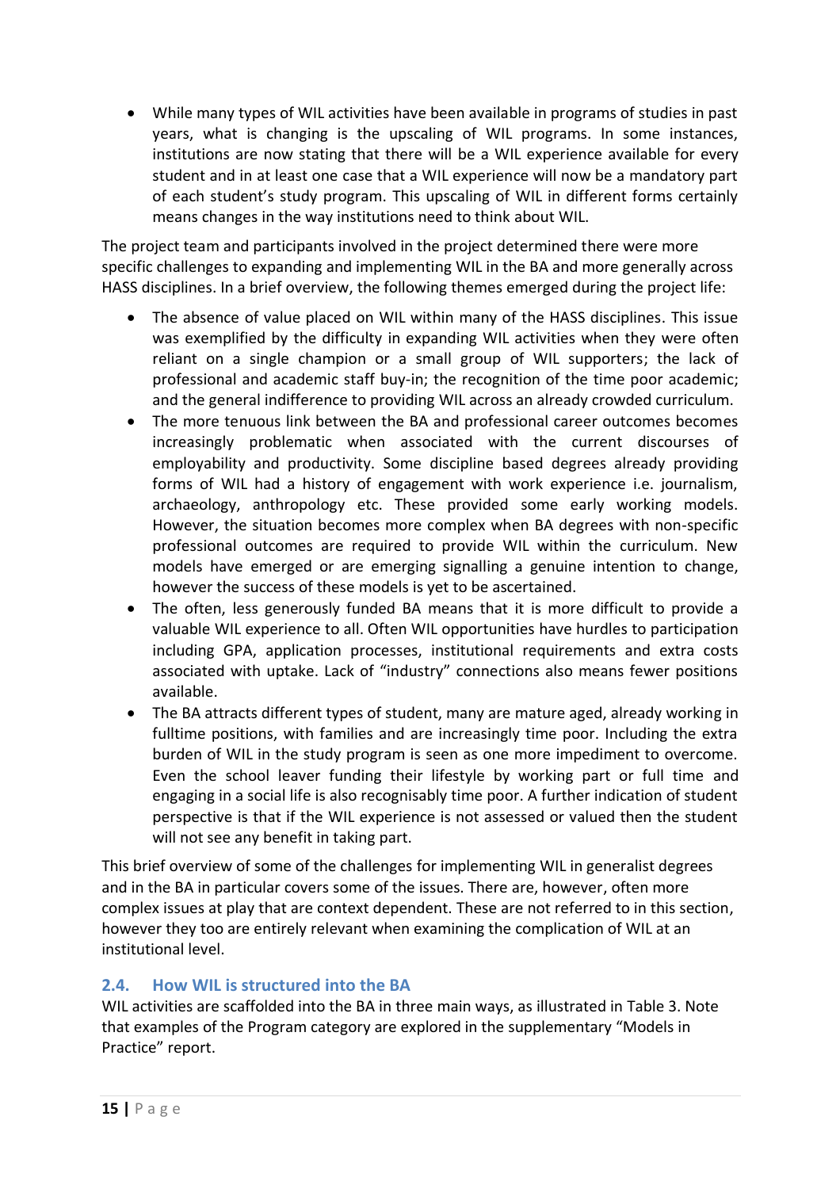- While many types of WIL activities have been available in programs of studies in past years, what is changing is the upscaling of WIL programs. In some instances, institutions are now stating that there will be a WIL experience available for every student and in at least one case that a WIL experience will now be a mandatory part of each student's study program. This upscaling of WIL in different forms certainly means changes in the way institutions need to think about WIL.

The project team and participants involved in the project determined there were more specific challenges to expanding and implementing WIL in the BA and more generally across HASS disciplines. In a brief overview, the following themes emerged during the project life:

- The absence of value placed on WIL within many of the HASS disciplines. This issue was exemplified by the difficulty in expanding WIL activities when they were often reliant on a single champion or a small group of WIL supporters; the lack of professional and academic staff buy-in; the recognition of the time poor academic; and the general indifference to providing WIL across an already crowded curriculum.
- The more tenuous link between the BA and professional career outcomes becomes increasingly problematic when associated with the current discourses of employability and productivity. Some discipline based degrees already providing forms of WIL had a history of engagement with work experience i.e. journalism, archaeology, anthropology etc. These provided some early working models. However, the situation becomes more complex when BA degrees with non-specific professional outcomes are required to provide WIL within the curriculum. New models have emerged or are emerging signalling a genuine intention to change, however the success of these models is yet to be ascertained.
- The often, less generously funded BA means that it is more difficult to provide a valuable WIL experience to all. Often WIL opportunities have hurdles to participation including GPA, application processes, institutional requirements and extra costs associated with uptake. Lack of "industry" connections also means fewer positions available.
- The BA attracts different types of student, many are mature aged, already working in fulltime positions, with families and are increasingly time poor. Including the extra burden of WIL in the study program is seen as one more impediment to overcome. Even the school leaver funding their lifestyle by working part or full time and engaging in a social life is also recognisably time poor. A further indication of student perspective is that if the WIL experience is not assessed or valued then the student will not see any benefit in taking part.

This brief overview of some of the challenges for implementing WIL in generalist degrees and in the BA in particular covers some of the issues. There are, however, often more complex issues at play that are context dependent. These are not referred to in this section, however they too are entirely relevant when examining the complication of WIL at an institutional level.

## 2.4. How WIL is structured into the BA

WIL activities are scaffolded into the BA in three main ways, as illustrated in Table 3. Note that examples of the Program category are explored in the supplementary "Models in Practice" report.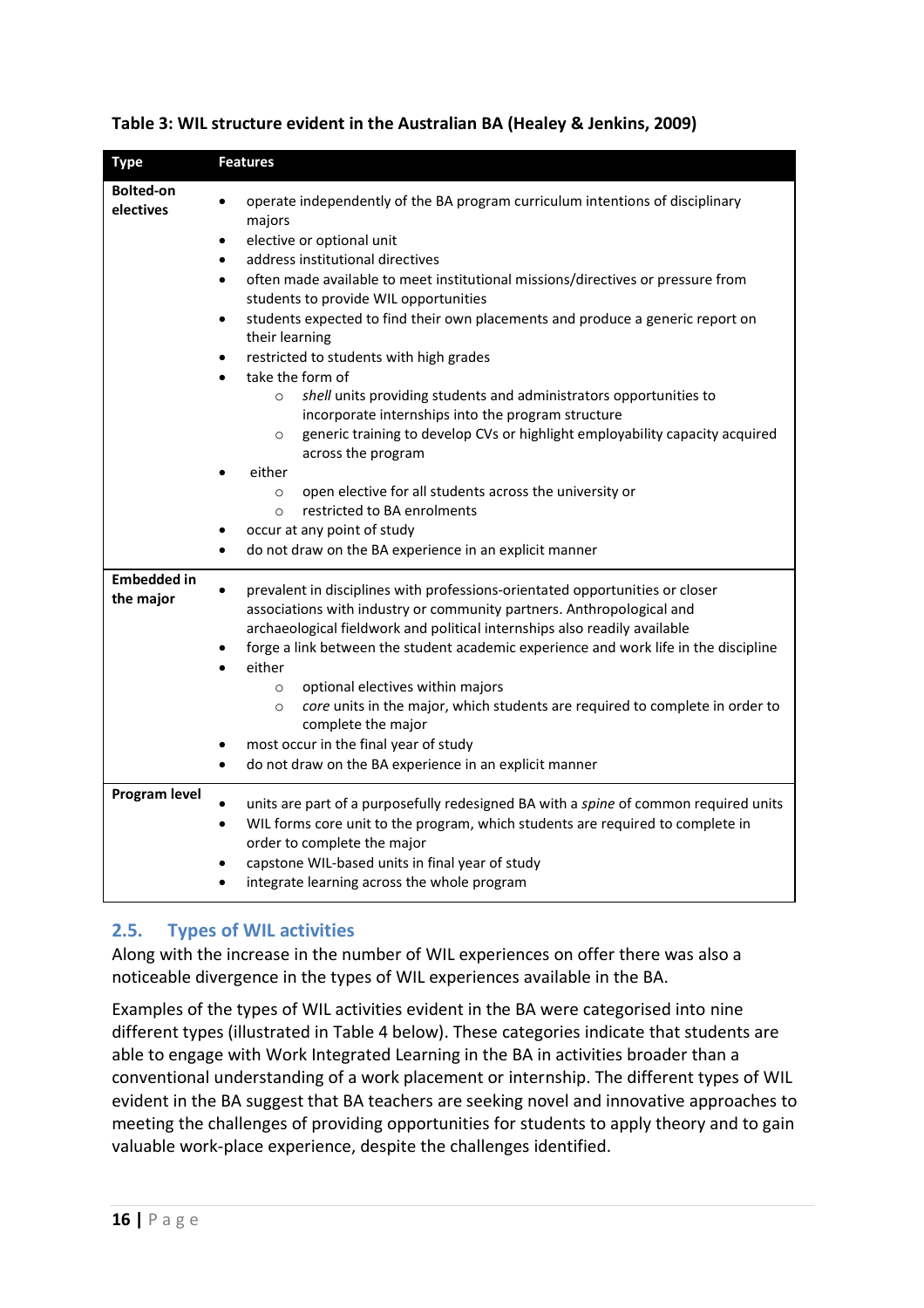**Table 3: WIL structure evident in the Australian BA (Healey & Jenkins, 2009)**

| Type | Features |
|---|---|
| **Bolted-on electives** | • operate independently of the BA program curriculum intentions of disciplinary majors<br>• elective or optional unit<br>• address institutional directives<br>• often made available to meet institutional missions/directives or pressure from students to provide WIL opportunities<br>• students expected to find their own placements and produce a generic report on their learning<br>• restricted to students with high grades<br>• take the form of<br>  ○ *shell* units providing students and administrators opportunities to incorporate internships into the program structure<br>  ○ generic training to develop CVs or highlight employability capacity acquired across the program<br>• either<br>  ○ open elective for all students across the university or<br>  ○ restricted to BA enrolments<br>• occur at any point of study<br>• do not draw on the BA experience in an explicit manner |
| **Embedded in the major** | • prevalent in disciplines with professions-orientated opportunities or closer associations with industry or community partners. Anthropological and archaeological fieldwork and political internships also readily available<br>• forge a link between the student academic experience and work life in the discipline<br>• either<br>  ○ optional electives within majors<br>  ○ *core* units in the major, which students are required to complete in order to complete the major<br>• most occur in the final year of study<br>• do not draw on the BA experience in an explicit manner |
| **Program level** | • units are part of a purposefully redesigned BA with a *spine* of common required units<br>• WIL forms core unit to the program, which students are required to complete in order to complete the major<br>• capstone WIL-based units in final year of study<br>• integrate learning across the whole program |

## 2.5. Types of WIL activities

Along with the increase in the number of WIL experiences on offer there was also a noticeable divergence in the types of WIL experiences available in the BA.

Examples of the types of WIL activities evident in the BA were categorised into nine different types (illustrated in Table 4 below). These categories indicate that students are able to engage with Work Integrated Learning in the BA in activities broader than a conventional understanding of a work placement or internship. The different types of WIL evident in the BA suggest that BA teachers are seeking novel and innovative approaches to meeting the challenges of providing opportunities for students to apply theory and to gain valuable work-place experience, despite the challenges identified.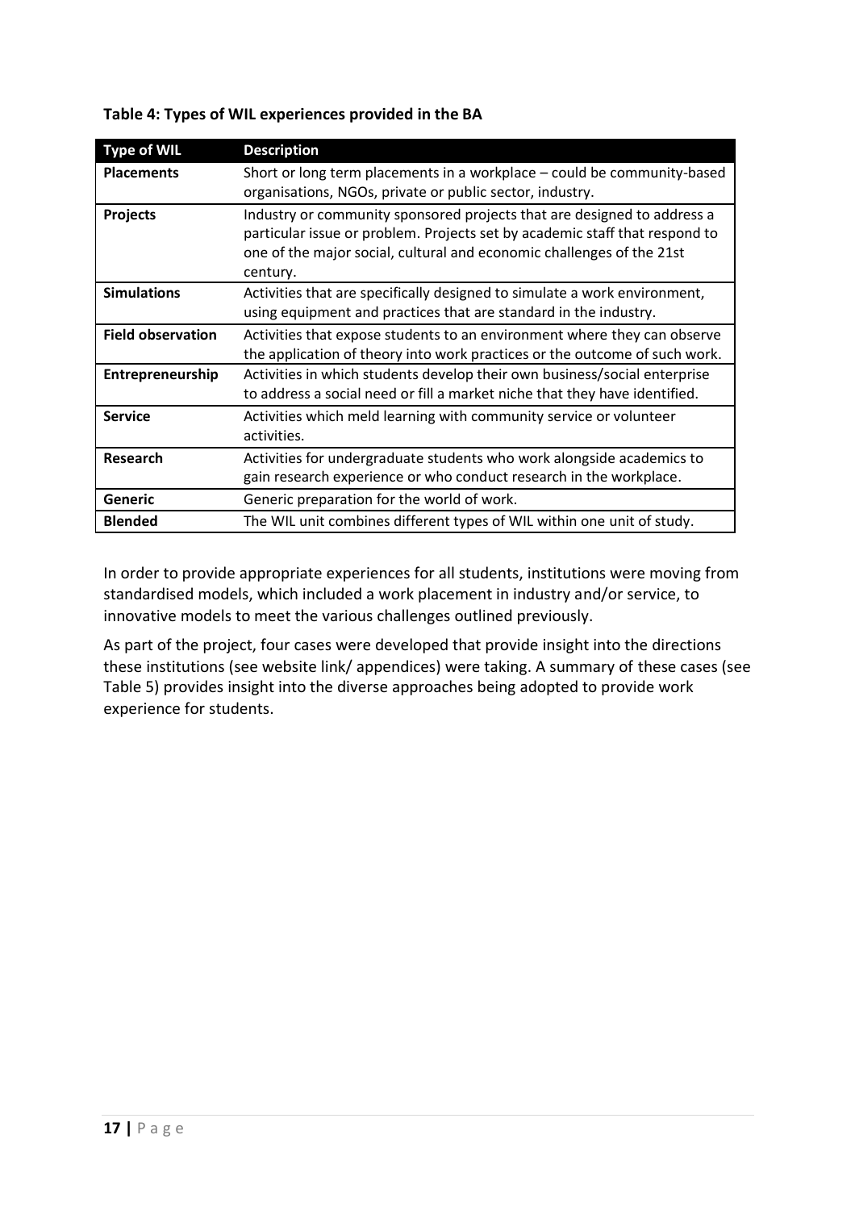**Table 4: Types of WIL experiences provided in the BA**

| Type of WIL | Description |
|---|---|
| **Placements** | Short or long term placements in a workplace – could be community-based organisations, NGOs, private or public sector, industry. |
| **Projects** | Industry or community sponsored projects that are designed to address a particular issue or problem. Projects set by academic staff that respond to one of the major social, cultural and economic challenges of the 21st century. |
| **Simulations** | Activities that are specifically designed to simulate a work environment, using equipment and practices that are standard in the industry. |
| **Field observation** | Activities that expose students to an environment where they can observe the application of theory into work practices or the outcome of such work. |
| **Entrepreneurship** | Activities in which students develop their own business/social enterprise to address a social need or fill a market niche that they have identified. |
| **Service** | Activities which meld learning with community service or volunteer activities. |
| **Research** | Activities for undergraduate students who work alongside academics to gain research experience or who conduct research in the workplace. |
| **Generic** | Generic preparation for the world of work. |
| **Blended** | The WIL unit combines different types of WIL within one unit of study. |

In order to provide appropriate experiences for all students, institutions were moving from standardised models, which included a work placement in industry and/or service, to innovative models to meet the various challenges outlined previously.

As part of the project, four cases were developed that provide insight into the directions these institutions (see website link/ appendices) were taking. A summary of these cases (see Table 5) provides insight into the diverse approaches being adopted to provide work experience for students.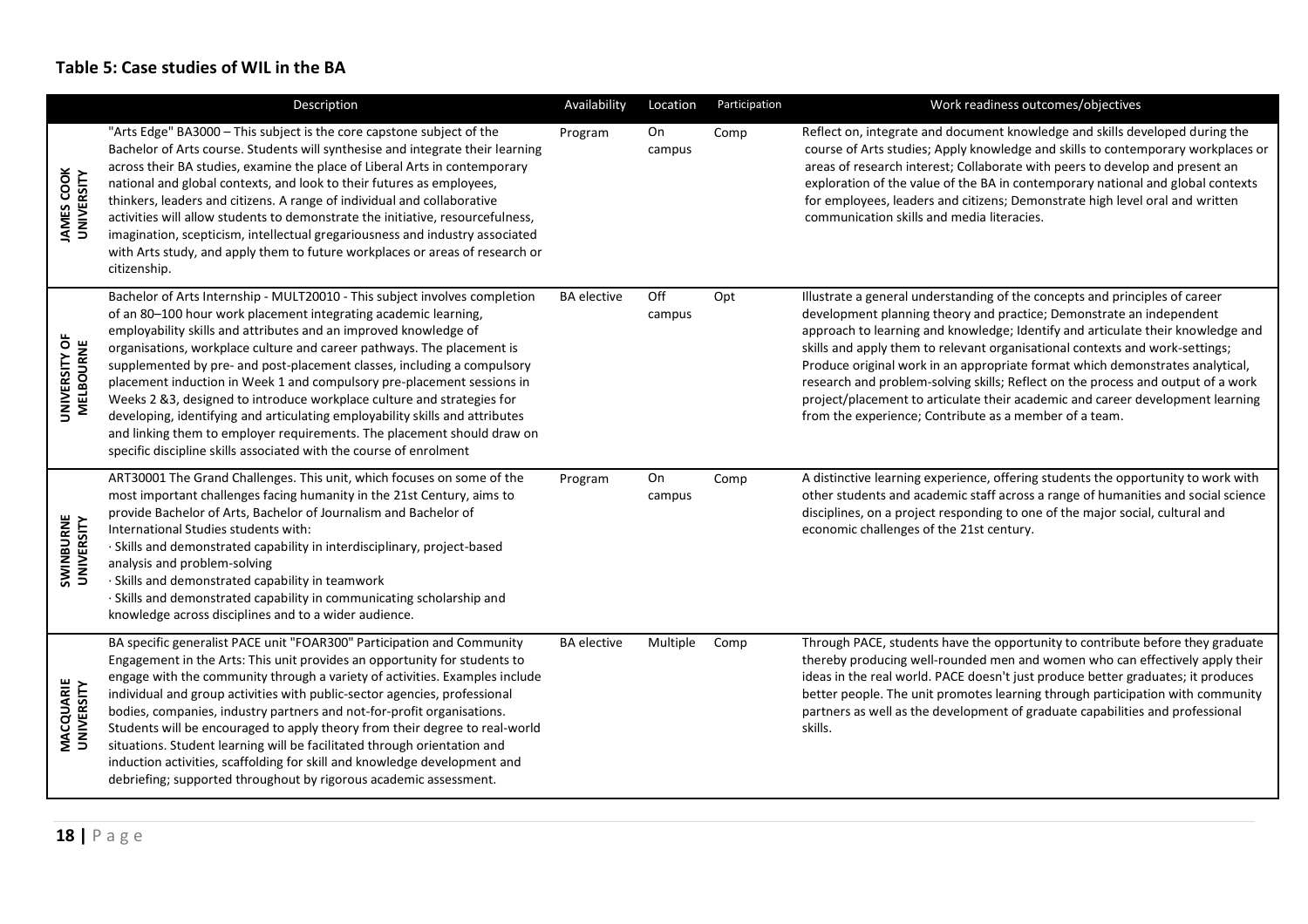### Table 5: Case studies of WIL in the BA

| | Description | Availability | Location | Participation | Work readiness outcomes/objectives |
|---|---|---|---|---|---|
| JAMES COOK UNIVERSITY | "Arts Edge" BA3000 – This subject is the core capstone subject of the Bachelor of Arts course. Students will synthesise and integrate their learning across their BA studies, examine the place of Liberal Arts in contemporary national and global contexts, and look to their futures as employees, thinkers, leaders and citizens. A range of individual and collaborative activities will allow students to demonstrate the initiative, resourcefulness, imagination, scepticism, intellectual gregariousness and industry associated with Arts study, and apply them to future workplaces or areas of research or citizenship. | Program | On campus | Comp | Reflect on, integrate and document knowledge and skills developed during the course of Arts studies; Apply knowledge and skills to contemporary workplaces or areas of research interest; Collaborate with peers to develop and present an exploration of the value of the BA in contemporary national and global contexts for employees, leaders and citizens; Demonstrate high level oral and written communication skills and media literacies. |
| UNIVERSITY OF MELBOURNE | Bachelor of Arts Internship - MULT20010 - This subject involves completion of an 80–100 hour work placement integrating academic learning, employability skills and attributes and an improved knowledge of organisations, workplace culture and career pathways. The placement is supplemented by pre- and post-placement classes, including a compulsory placement induction in Week 1 and compulsory pre-placement sessions in Weeks 2 &3, designed to introduce workplace culture and strategies for developing, identifying and articulating employability skills and attributes and linking them to employer requirements. The placement should draw on specific discipline skills associated with the course of enrolment | BA elective | Off campus | Opt | Illustrate a general understanding of the concepts and principles of career development planning theory and practice; Demonstrate an independent approach to learning and knowledge; Identify and articulate their knowledge and skills and apply them to relevant organisational contexts and work-settings; Produce original work in an appropriate format which demonstrates analytical, research and problem-solving skills; Reflect on the process and output of a work project/placement to articulate their academic and career development learning from the experience; Contribute as a member of a team. |
| SWINBURNE UNIVERSITY | ART30001 The Grand Challenges. This unit, which focuses on some of the most important challenges facing humanity in the 21st Century, aims to provide Bachelor of Arts, Bachelor of Journalism and Bachelor of International Studies students with:<br>· Skills and demonstrated capability in interdisciplinary, project-based analysis and problem-solving<br>· Skills and demonstrated capability in teamwork<br>· Skills and demonstrated capability in communicating scholarship and knowledge across disciplines and to a wider audience. | Program | On campus | Comp | A distinctive learning experience, offering students the opportunity to work with other students and academic staff across a range of humanities and social science disciplines, on a project responding to one of the major social, cultural and economic challenges of the 21st century. |
| MACQUARIE UNIVERSITY | BA specific generalist PACE unit "FOAR300" Participation and Community Engagement in the Arts: This unit provides an opportunity for students to engage with the community through a variety of activities. Examples include individual and group activities with public-sector agencies, professional bodies, companies, industry partners and not-for-profit organisations. Students will be encouraged to apply theory from their degree to real-world situations. Student learning will be facilitated through orientation and induction activities, scaffolding for skill and knowledge development and debriefing; supported throughout by rigorous academic assessment. | BA elective | Multiple | Comp | Through PACE, students have the opportunity to contribute before they graduate thereby producing well-rounded men and women who can effectively apply their ideas in the real world. PACE doesn't just produce better graduates; it produces better people. The unit promotes learning through participation with community partners as well as the development of graduate capabilities and professional skills. |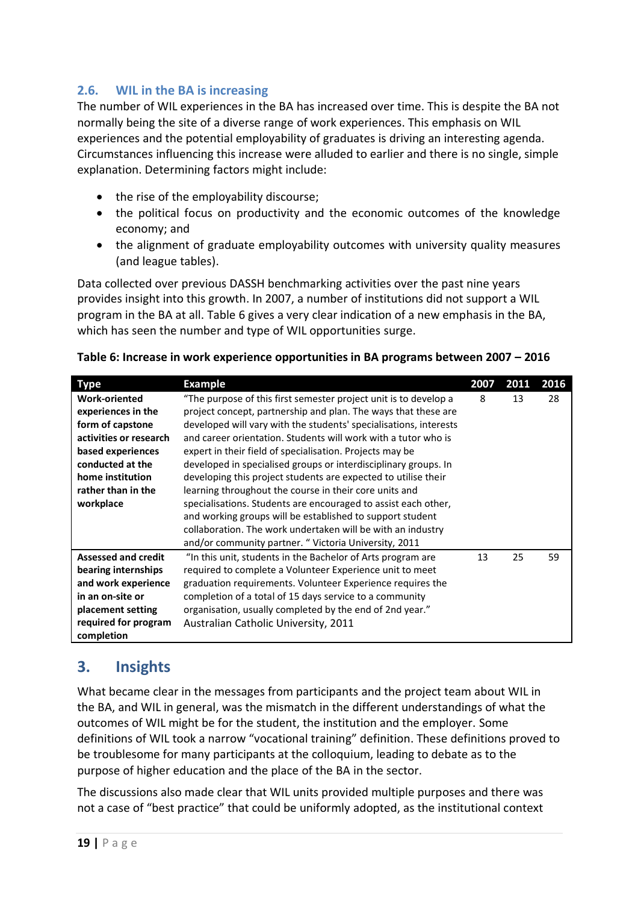## 2.6. WIL in the BA is increasing

The number of WIL experiences in the BA has increased over time. This is despite the BA not normally being the site of a diverse range of work experiences. This emphasis on WIL experiences and the potential employability of graduates is driving an interesting agenda. Circumstances influencing this increase were alluded to earlier and there is no single, simple explanation. Determining factors might include:

- the rise of the employability discourse;
- the political focus on productivity and the economic outcomes of the knowledge economy; and
- the alignment of graduate employability outcomes with university quality measures (and league tables).

Data collected over previous DASSH benchmarking activities over the past nine years provides insight into this growth. In 2007, a number of institutions did not support a WIL program in the BA at all. Table 6 gives a very clear indication of a new emphasis in the BA, which has seen the number and type of WIL opportunities surge.

**Table 6: Increase in work experience opportunities in BA programs between 2007 – 2016**

| Type | Example | 2007 | 2011 | 2016 |
|---|---|---|---|---|
| **Work-oriented experiences in the form of capstone activities or research based experiences conducted at the home institution rather than in the workplace** | "The purpose of this first semester project unit is to develop a project concept, partnership and plan. The ways that these are developed will vary with the students' specialisations, interests and career orientation. Students will work with a tutor who is expert in their field of specialisation. Projects may be developed in specialised groups or interdisciplinary groups. In developing this project students are expected to utilise their learning throughout the course in their core units and specialisations. Students are encouraged to assist each other, and working groups will be established to support student collaboration. The work undertaken will be with an industry and/or community partner. " Victoria University, 2011 | 8 | 13 | 28 |
| **Assessed and credit bearing internships and work experience in an on-site or placement setting required for program completion** | "In this unit, students in the Bachelor of Arts program are required to complete a Volunteer Experience unit to meet graduation requirements. Volunteer Experience requires the completion of a total of 15 days service to a community organisation, usually completed by the end of 2nd year." Australian Catholic University, 2011 | 13 | 25 | 59 |

# 3. Insights

What became clear in the messages from participants and the project team about WIL in the BA, and WIL in general, was the mismatch in the different understandings of what the outcomes of WIL might be for the student, the institution and the employer. Some definitions of WIL took a narrow "vocational training" definition. These definitions proved to be troublesome for many participants at the colloquium, leading to debate as to the purpose of higher education and the place of the BA in the sector.

The discussions also made clear that WIL units provided multiple purposes and there was not a case of "best practice" that could be uniformly adopted, as the institutional context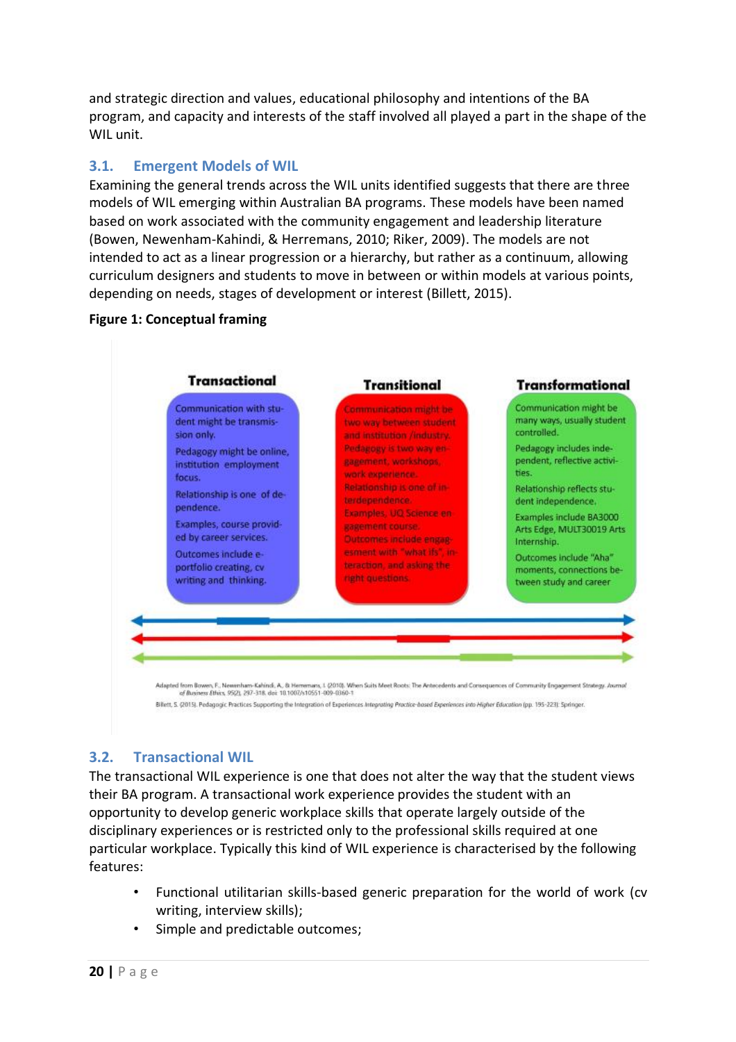and strategic direction and values, educational philosophy and intentions of the BA program, and capacity and interests of the staff involved all played a part in the shape of the WIL unit.

## 3.1. Emergent Models of WIL

Examining the general trends across the WIL units identified suggests that there are three models of WIL emerging within Australian BA programs. These models have been named based on work associated with the community engagement and leadership literature (Bowen, Newenham-Kahindi, & Herremans, 2010; Riker, 2009). The models are not intended to act as a linear progression or a hierarchy, but rather as a continuum, allowing curriculum designers and students to move in between or within models at various points, depending on needs, stages of development or interest (Billett, 2015).

**Figure 1: Conceptual framing**

| Transactional | Transitional | Transformational |
| --- | --- | --- |
| Communication with student might be transmission only. Pedagogy might be online, institution employment focus. Relationship is one of dependence. Examples, course provided by career services. Outcomes include e-portfolio creating, cv writing and thinking. | Communication might be two way between student and institution /industry. Pedagogy is two way engagement, workshops, work experience. Relationship is one of interdependence. Examples, UQ Science engagement course. Outcomes include engagement with "what ifs", interaction, and asking the right questions. | Communication might be many ways, usually student controlled. Pedagogy includes independent, reflective activities. Relationship reflects student independence. Examples include BA3000 Arts Edge, MULT30019 Arts Internship. Outcomes include "Aha" moments, connections between study and career |

Adapted from Bowen, F., Newenham-Kahindi, A., & Herremans, I. (2010). When Suits Meet Roots: The Antecedents and Consequences of Community Engagement Strategy. *Journal of Business Ethics, 95*(2), 297-318. doi: 10.1007/s10551-009-0360-1

Billett, S. (2015). Pedagogic Practices Supporting the Integration of Experiences *Integrating Practice-based Experiences into Higher Education* (pp. 195-223): Springer.

## 3.2. Transactional WIL

The transactional WIL experience is one that does not alter the way that the student views their BA program. A transactional work experience provides the student with an opportunity to develop generic workplace skills that operate largely outside of the disciplinary experiences or is restricted only to the professional skills required at one particular workplace. Typically this kind of WIL experience is characterised by the following features:

- Functional utilitarian skills-based generic preparation for the world of work (cv writing, interview skills);
- Simple and predictable outcomes;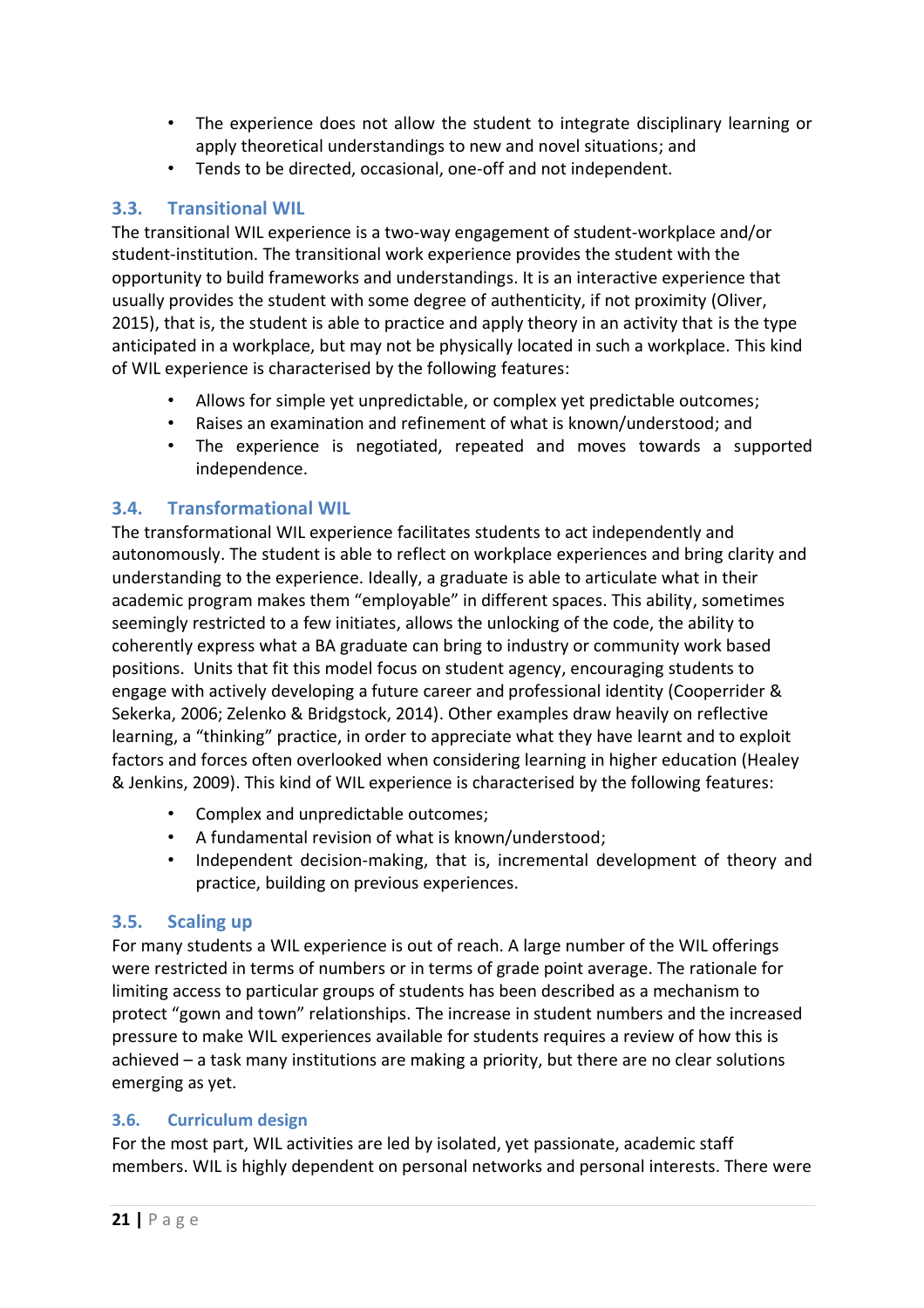- The experience does not allow the student to integrate disciplinary learning or apply theoretical understandings to new and novel situations; and
- Tends to be directed, occasional, one-off and not independent.

### 3.3. Transitional WIL

The transitional WIL experience is a two-way engagement of student-workplace and/or student-institution. The transitional work experience provides the student with the opportunity to build frameworks and understandings. It is an interactive experience that usually provides the student with some degree of authenticity, if not proximity (Oliver, 2015), that is, the student is able to practice and apply theory in an activity that is the type anticipated in a workplace, but may not be physically located in such a workplace. This kind of WIL experience is characterised by the following features:

- Allows for simple yet unpredictable, or complex yet predictable outcomes;
- Raises an examination and refinement of what is known/understood; and
- The experience is negotiated, repeated and moves towards a supported independence.

### 3.4. Transformational WIL

The transformational WIL experience facilitates students to act independently and autonomously. The student is able to reflect on workplace experiences and bring clarity and understanding to the experience. Ideally, a graduate is able to articulate what in their academic program makes them "employable" in different spaces. This ability, sometimes seemingly restricted to a few initiates, allows the unlocking of the code, the ability to coherently express what a BA graduate can bring to industry or community work based positions. Units that fit this model focus on student agency, encouraging students to engage with actively developing a future career and professional identity (Cooperrider & Sekerka, 2006; Zelenko & Bridgstock, 2014). Other examples draw heavily on reflective learning, a "thinking" practice, in order to appreciate what they have learnt and to exploit factors and forces often overlooked when considering learning in higher education (Healey & Jenkins, 2009). This kind of WIL experience is characterised by the following features:

- Complex and unpredictable outcomes;
- A fundamental revision of what is known/understood;
- Independent decision-making, that is, incremental development of theory and practice, building on previous experiences.

### 3.5. Scaling up

For many students a WIL experience is out of reach. A large number of the WIL offerings were restricted in terms of numbers or in terms of grade point average. The rationale for limiting access to particular groups of students has been described as a mechanism to protect "gown and town" relationships. The increase in student numbers and the increased pressure to make WIL experiences available for students requires a review of how this is achieved – a task many institutions are making a priority, but there are no clear solutions emerging as yet.

### 3.6. Curriculum design

For the most part, WIL activities are led by isolated, yet passionate, academic staff members. WIL is highly dependent on personal networks and personal interests. There were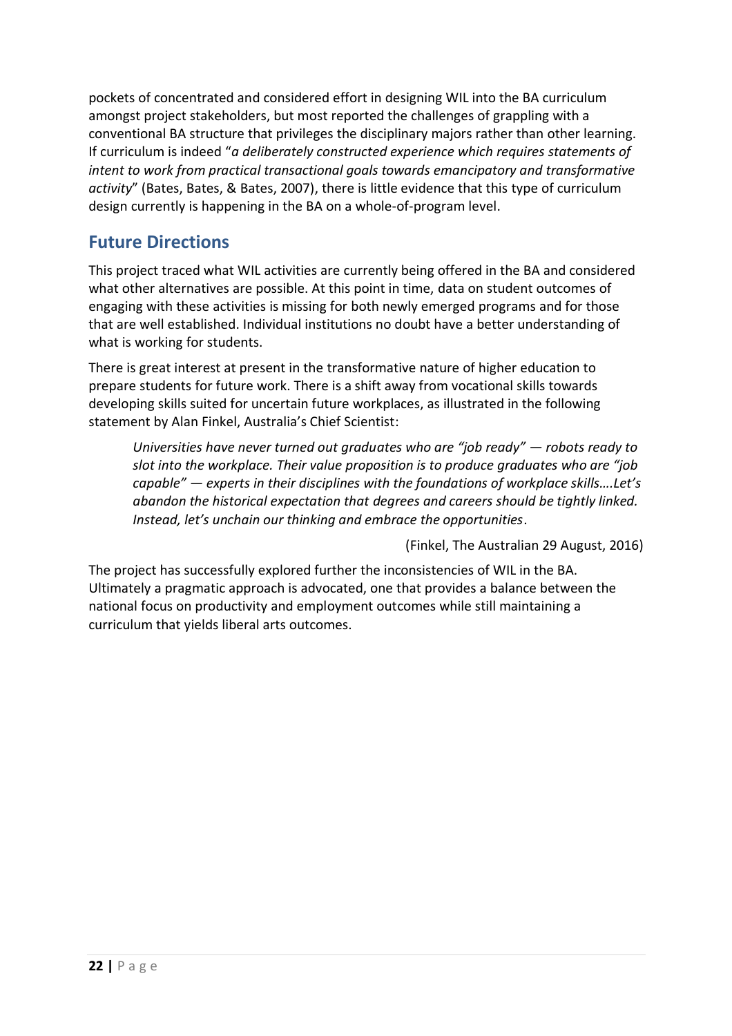pockets of concentrated and considered effort in designing WIL into the BA curriculum amongst project stakeholders, but most reported the challenges of grappling with a conventional BA structure that privileges the disciplinary majors rather than other learning. If curriculum is indeed "*a deliberately constructed experience which requires statements of intent to work from practical transactional goals towards emancipatory and transformative activity*" (Bates, Bates, & Bates, 2007), there is little evidence that this type of curriculum design currently is happening in the BA on a whole-of-program level.

## Future Directions

This project traced what WIL activities are currently being offered in the BA and considered what other alternatives are possible. At this point in time, data on student outcomes of engaging with these activities is missing for both newly emerged programs and for those that are well established. Individual institutions no doubt have a better understanding of what is working for students.

There is great interest at present in the transformative nature of higher education to prepare students for future work. There is a shift away from vocational skills towards developing skills suited for uncertain future workplaces, as illustrated in the following statement by Alan Finkel, Australia's Chief Scientist:

> *Universities have never turned out graduates who are "job ready" — robots ready to slot into the workplace. Their value proposition is to produce graduates who are "job capable" — experts in their disciplines with the foundations of workplace skills….Let's abandon the historical expectation that degrees and careers should be tightly linked. Instead, let's unchain our thinking and embrace the opportunities*.
>
> (Finkel, The Australian 29 August, 2016)

The project has successfully explored further the inconsistencies of WIL in the BA. Ultimately a pragmatic approach is advocated, one that provides a balance between the national focus on productivity and employment outcomes while still maintaining a curriculum that yields liberal arts outcomes.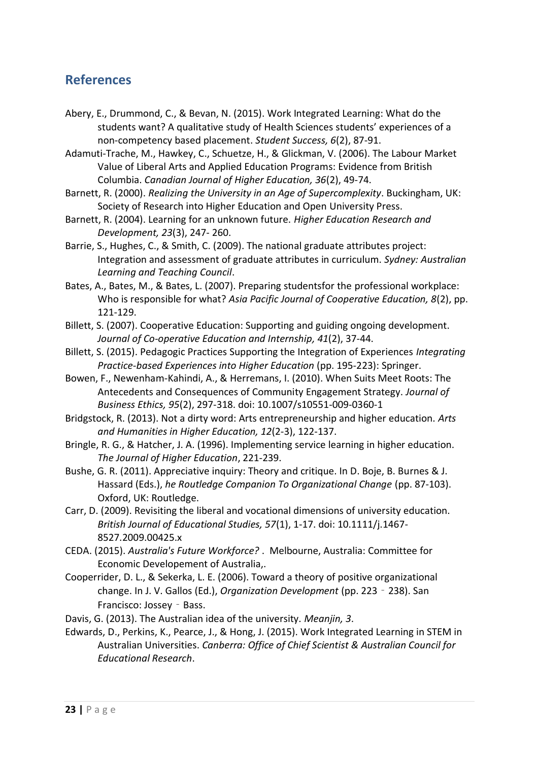## References

Abery, E., Drummond, C., & Bevan, N. (2015). Work Integrated Learning: What do the students want? A qualitative study of Health Sciences students' experiences of a non-competency based placement. *Student Success, 6*(2), 87-91.

Adamuti-Trache, M., Hawkey, C., Schuetze, H., & Glickman, V. (2006). The Labour Market Value of Liberal Arts and Applied Education Programs: Evidence from British Columbia. *Canadian Journal of Higher Education, 36*(2), 49-74.

Barnett, R. (2000). *Realizing the University in an Age of Supercomplexity*. Buckingham, UK: Society of Research into Higher Education and Open University Press.

Barnett, R. (2004). Learning for an unknown future. *Higher Education Research and Development, 23*(3), 247- 260.

Barrie, S., Hughes, C., & Smith, C. (2009). The national graduate attributes project: Integration and assessment of graduate attributes in curriculum. *Sydney: Australian Learning and Teaching Council*.

Bates, A., Bates, M., & Bates, L. (2007). Preparing studentsfor the professional workplace: Who is responsible for what? *Asia Pacific Journal of Cooperative Education, 8*(2), pp. 121-129.

Billett, S. (2007). Cooperative Education: Supporting and guiding ongoing development. *Journal of Co-operative Education and Internship, 41*(2), 37-44.

Billett, S. (2015). Pedagogic Practices Supporting the Integration of Experiences *Integrating Practice-based Experiences into Higher Education* (pp. 195-223): Springer.

Bowen, F., Newenham-Kahindi, A., & Herremans, I. (2010). When Suits Meet Roots: The Antecedents and Consequences of Community Engagement Strategy. *Journal of Business Ethics, 95*(2), 297-318. doi: 10.1007/s10551-009-0360-1

Bridgstock, R. (2013). Not a dirty word: Arts entrepreneurship and higher education. *Arts and Humanities in Higher Education, 12*(2-3), 122-137.

Bringle, R. G., & Hatcher, J. A. (1996). Implementing service learning in higher education. *The Journal of Higher Education*, 221-239.

Bushe, G. R. (2011). Appreciative inquiry: Theory and critique. In D. Boje, B. Burnes & J. Hassard (Eds.), *he Routledge Companion To Organizational Change* (pp. 87-103). Oxford, UK: Routledge.

Carr, D. (2009). Revisiting the liberal and vocational dimensions of university education. *British Journal of Educational Studies, 57*(1), 1-17. doi: 10.1111/j.1467-8527.2009.00425.x

CEDA. (2015). *Australia's Future Workforce?* . Melbourne, Australia: Committee for Economic Developement of Australia,.

Cooperrider, D. L., & Sekerka, L. E. (2006). Toward a theory of positive organizational change. In J. V. Gallos (Ed.), *Organization Development* (pp. 223 ‐ 238). San Francisco: Jossey ‐ Bass.

Davis, G. (2013). The Australian idea of the university. *Meanjin, 3*.

Edwards, D., Perkins, K., Pearce, J., & Hong, J. (2015). Work Integrated Learning in STEM in Australian Universities. *Canberra: Office of Chief Scientist & Australian Council for Educational Research*.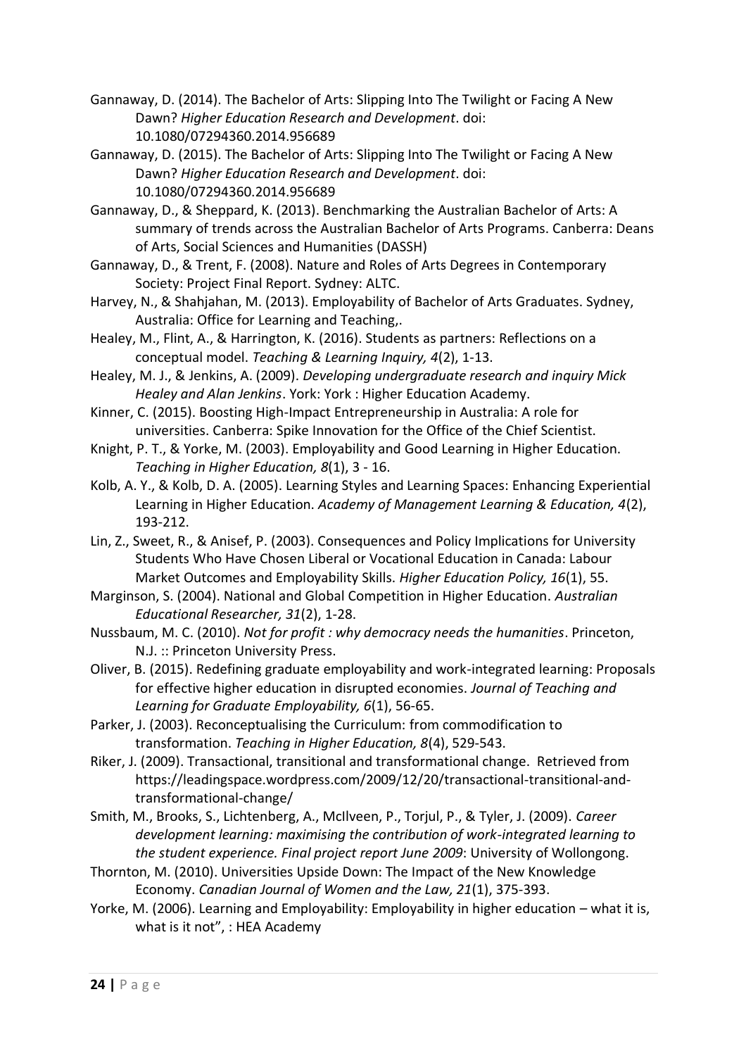Gannaway, D. (2014). The Bachelor of Arts: Slipping Into The Twilight or Facing A New Dawn? *Higher Education Research and Development*. doi: 10.1080/07294360.2014.956689

Gannaway, D. (2015). The Bachelor of Arts: Slipping Into The Twilight or Facing A New Dawn? *Higher Education Research and Development*. doi: 10.1080/07294360.2014.956689

Gannaway, D., & Sheppard, K. (2013). Benchmarking the Australian Bachelor of Arts: A summary of trends across the Australian Bachelor of Arts Programs. Canberra: Deans of Arts, Social Sciences and Humanities (DASSH)

Gannaway, D., & Trent, F. (2008). Nature and Roles of Arts Degrees in Contemporary Society: Project Final Report. Sydney: ALTC.

Harvey, N., & Shahjahan, M. (2013). Employability of Bachelor of Arts Graduates. Sydney, Australia: Office for Learning and Teaching,.

Healey, M., Flint, A., & Harrington, K. (2016). Students as partners: Reflections on a conceptual model. *Teaching & Learning Inquiry, 4*(2), 1-13.

Healey, M. J., & Jenkins, A. (2009). *Developing undergraduate research and inquiry Mick Healey and Alan Jenkins*. York: York : Higher Education Academy.

Kinner, C. (2015). Boosting High-Impact Entrepreneurship in Australia: A role for universities. Canberra: Spike Innovation for the Office of the Chief Scientist.

Knight, P. T., & Yorke, M. (2003). Employability and Good Learning in Higher Education. *Teaching in Higher Education, 8*(1), 3 - 16.

Kolb, A. Y., & Kolb, D. A. (2005). Learning Styles and Learning Spaces: Enhancing Experiential Learning in Higher Education. *Academy of Management Learning & Education, 4*(2), 193-212.

Lin, Z., Sweet, R., & Anisef, P. (2003). Consequences and Policy Implications for University Students Who Have Chosen Liberal or Vocational Education in Canada: Labour Market Outcomes and Employability Skills. *Higher Education Policy, 16*(1), 55.

Marginson, S. (2004). National and Global Competition in Higher Education. *Australian Educational Researcher, 31*(2), 1-28.

Nussbaum, M. C. (2010). *Not for profit : why democracy needs the humanities*. Princeton, N.J. :: Princeton University Press.

Oliver, B. (2015). Redefining graduate employability and work-integrated learning: Proposals for effective higher education in disrupted economies. *Journal of Teaching and Learning for Graduate Employability, 6*(1), 56-65.

Parker, J. (2003). Reconceptualising the Curriculum: from commodification to transformation. *Teaching in Higher Education, 8*(4), 529-543.

Riker, J. (2009). Transactional, transitional and transformational change. Retrieved from https://leadingspace.wordpress.com/2009/12/20/transactional-transitional-and-transformational-change/

Smith, M., Brooks, S., Lichtenberg, A., McIlveen, P., Torjul, P., & Tyler, J. (2009). *Career development learning: maximising the contribution of work-integrated learning to the student experience. Final project report June 2009*: University of Wollongong.

Thornton, M. (2010). Universities Upside Down: The Impact of the New Knowledge Economy. *Canadian Journal of Women and the Law, 21*(1), 375-393.

Yorke, M. (2006). Learning and Employability: Employability in higher education – what it is, what is it not", : HEA Academy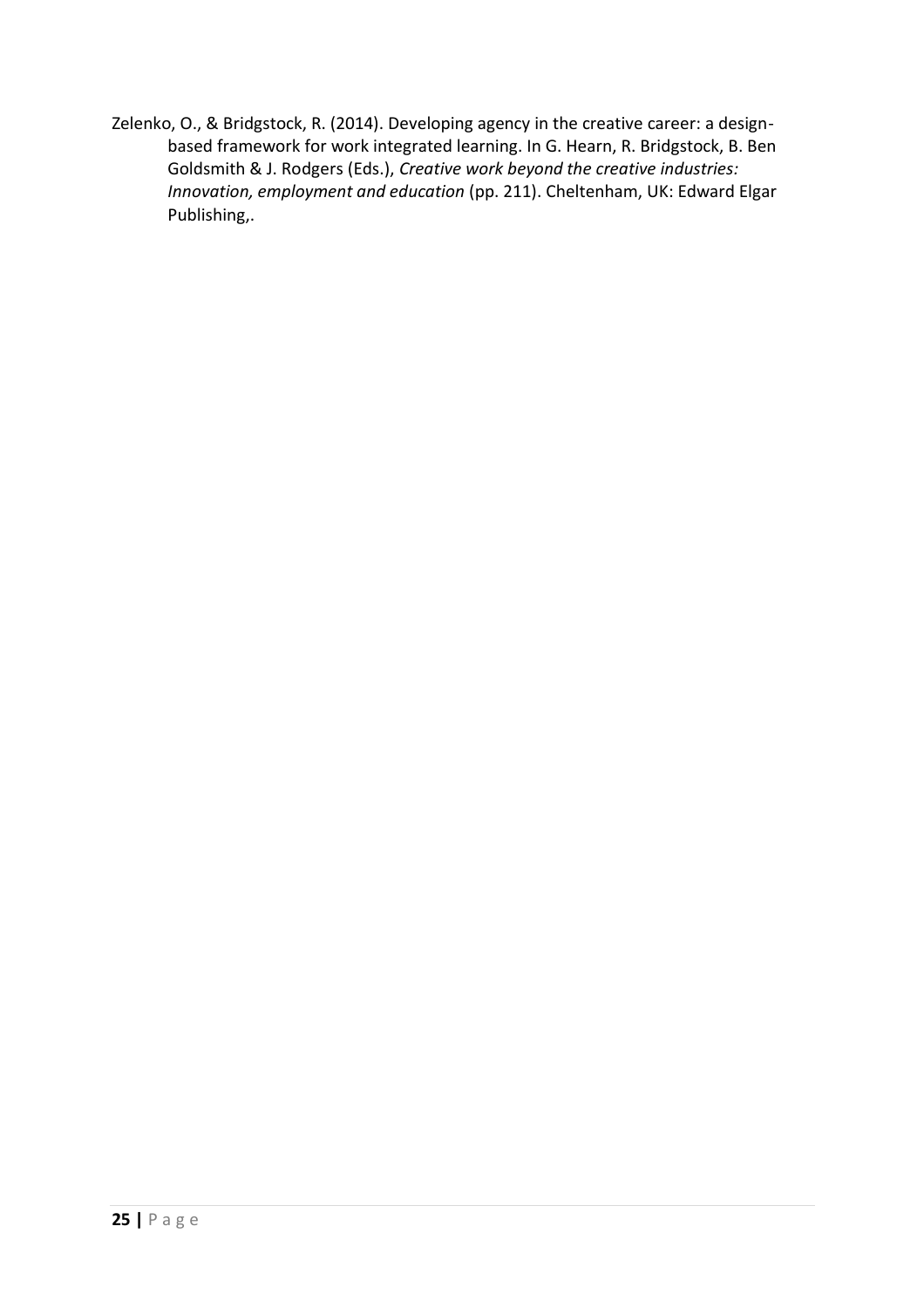Zelenko, O., & Bridgstock, R. (2014). Developing agency in the creative career: a design-based framework for work integrated learning. In G. Hearn, R. Bridgstock, B. Ben Goldsmith & J. Rodgers (Eds.), *Creative work beyond the creative industries: Innovation, employment and education* (pp. 211). Cheltenham, UK: Edward Elgar Publishing,.